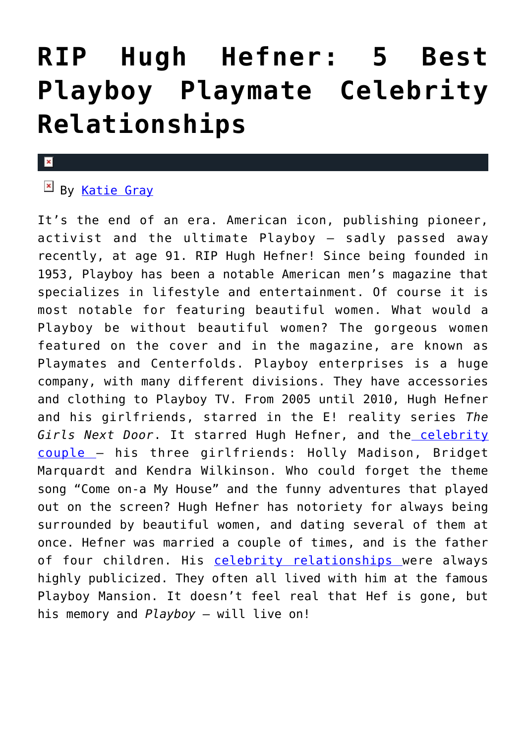# RIP Hugh Hefner: 5 Best Playboy Playmate Celebrity Relationships

By Katie Gray

It's the end of an era. American icon, publishing pioneer, activist and the ultimate Playboy – sadly passed away recently, at age 91. RIP Hugh Hefner! Since being founded in 1953, Playboy has been a notable American men's magazine that specializes in lifestyle and entertainment. Of course it is most notable for featuring beautiful women. What would a Playboy be without beautiful women? The gorgeous women featured on the cover and in the magazine, are known as Playmates and Centerfolds. Playboy enterprises is a huge company, with many different divisions. They have accessories and clothing to Playboy TV. From 2005 until 2010, Hugh Hefner and his girlfriends, starred in the E! reality series *The Girls Next Door*. It starred Hugh Hefner, and the celebrity couple – his three girlfriends: Holly Madison, Bridget Marquardt and Kendra Wilkinson. Who could forget the theme song "Come on-a My House" and the funny adventures that played out on the screen? Hugh Hefner has notoriety for always being surrounded by beautiful women, and dating several of them at once. Hefner was married a couple of times, and is the father of four children. His celebrity relationships were always highly publicized. They often all lived with him at the famous Playboy Mansion. It doesn't feel real that Hef is gone, but his memory and *Playboy* – will live on!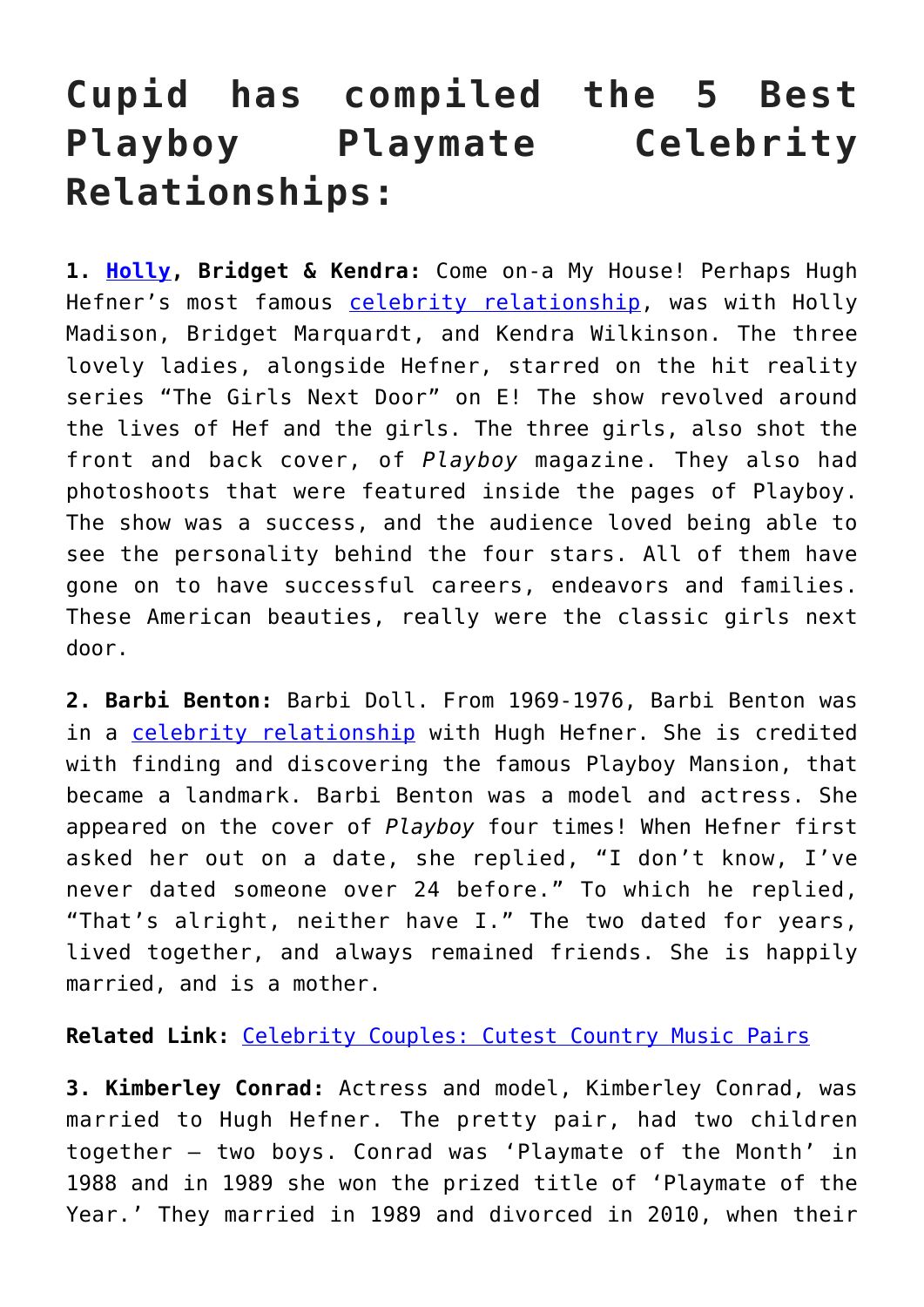# Cupid has compiled the 5 Best Playboy Playmate Celebrity Relationships:

**1. [Holly](), Bridget & Kendra:** Come on-a My House! Perhaps Hugh Hefner's most famous [celebrity relationship](), was with Holly Madison, Bridget Marquardt, and Kendra Wilkinson. The three lovely ladies, alongside Hefner, starred on the hit reality series "The Girls Next Door" on E! The show revolved around the lives of Hef and the girls. The three girls, also shot the front and back cover, of *Playboy* magazine. They also had photoshoots that were featured inside the pages of Playboy. The show was a success, and the audience loved being able to see the personality behind the four stars. All of them have gone on to have successful careers, endeavors and families. These American beauties, really were the classic girls next door.

**2. Barbi Benton:** Barbi Doll. From 1969-1976, Barbi Benton was in a [celebrity relationship]() with Hugh Hefner. She is credited with finding and discovering the famous Playboy Mansion, that became a landmark. Barbi Benton was a model and actress. She appeared on the cover of *Playboy* four times! When Hefner first asked her out on a date, she replied, "I don't know, I've never dated someone over 24 before." To which he replied, "That's alright, neither have I." The two dated for years, lived together, and always remained friends. She is happily married, and is a mother.

**Related Link:** [Celebrity Couples: Cutest Country Music Pairs]()

**3. Kimberley Conrad:** Actress and model, Kimberley Conrad, was married to Hugh Hefner. The pretty pair, had two children together – two boys. Conrad was 'Playmate of the Month' in 1988 and in 1989 she won the prized title of 'Playmate of the Year.' They married in 1989 and divorced in 2010, when their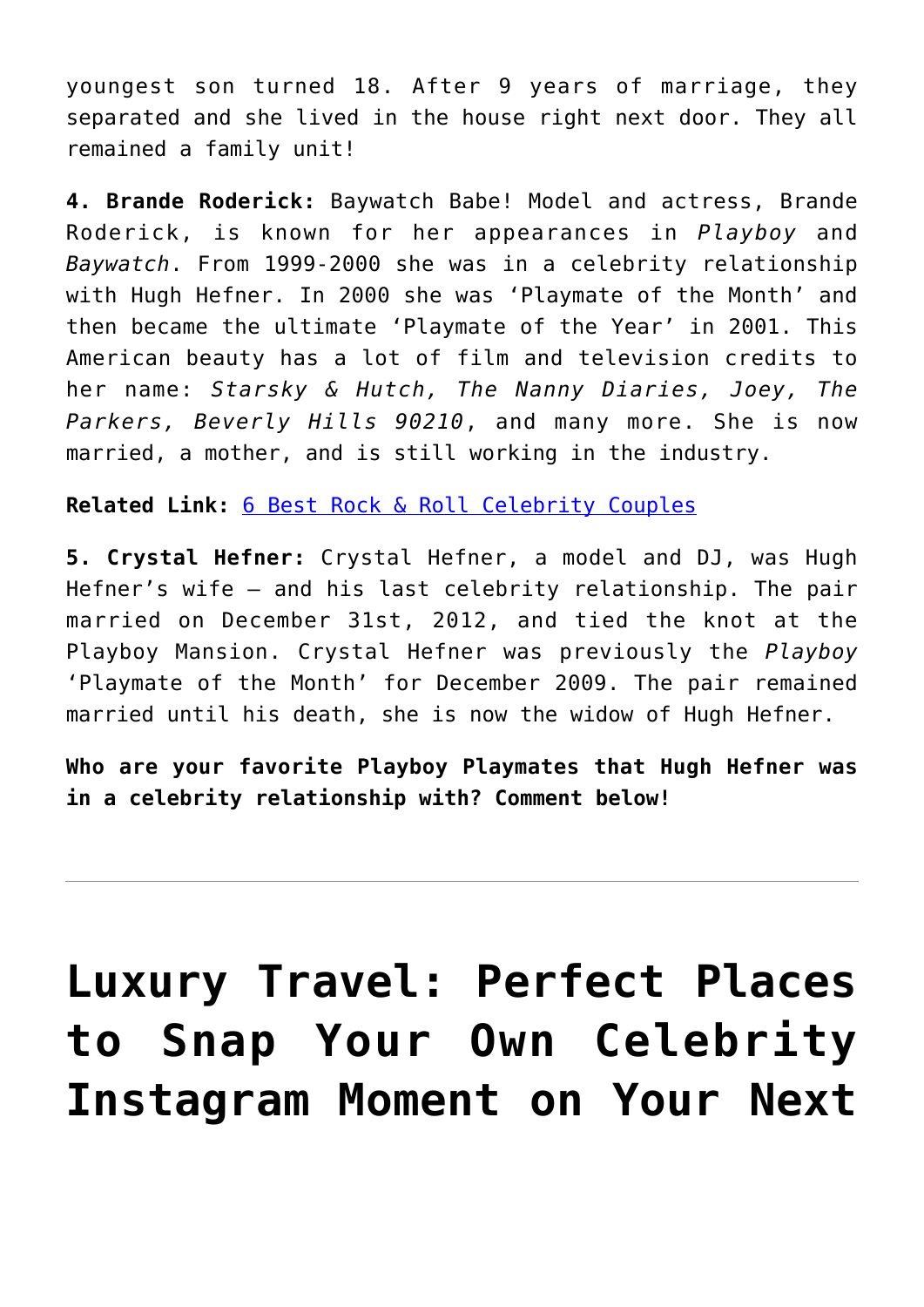youngest son turned 18. After 9 years of marriage, they separated and she lived in the house right next door. They all remained a family unit!

**4. Brande Roderick:** Baywatch Babe! Model and actress, Brande Roderick, is known for her appearances in *Playboy* and *Baywatch*. From 1999-2000 she was in a celebrity relationship with Hugh Hefner. In 2000 she was 'Playmate of the Month' and then became the ultimate 'Playmate of the Year' in 2001. This American beauty has a lot of film and television credits to her name: *Starsky & Hutch, The Nanny Diaries, Joey, The Parkers, Beverly Hills 90210*, and many more. She is now married, a mother, and is still working in the industry.

**Related Link:** [6 Best Rock & Roll Celebrity Couples]

**5. Crystal Hefner:** Crystal Hefner, a model and DJ, was Hugh Hefner's wife – and his last celebrity relationship. The pair married on December 31st, 2012, and tied the knot at the Playboy Mansion. Crystal Hefner was previously the *Playboy* 'Playmate of the Month' for December 2009. The pair remained married until his death, she is now the widow of Hugh Hefner.

**Who are your favorite Playboy Playmates that Hugh Hefner was in a celebrity relationship with? Comment below!**

---

# Luxury Travel: Perfect Places to Snap Your Own Celebrity Instagram Moment on Your Next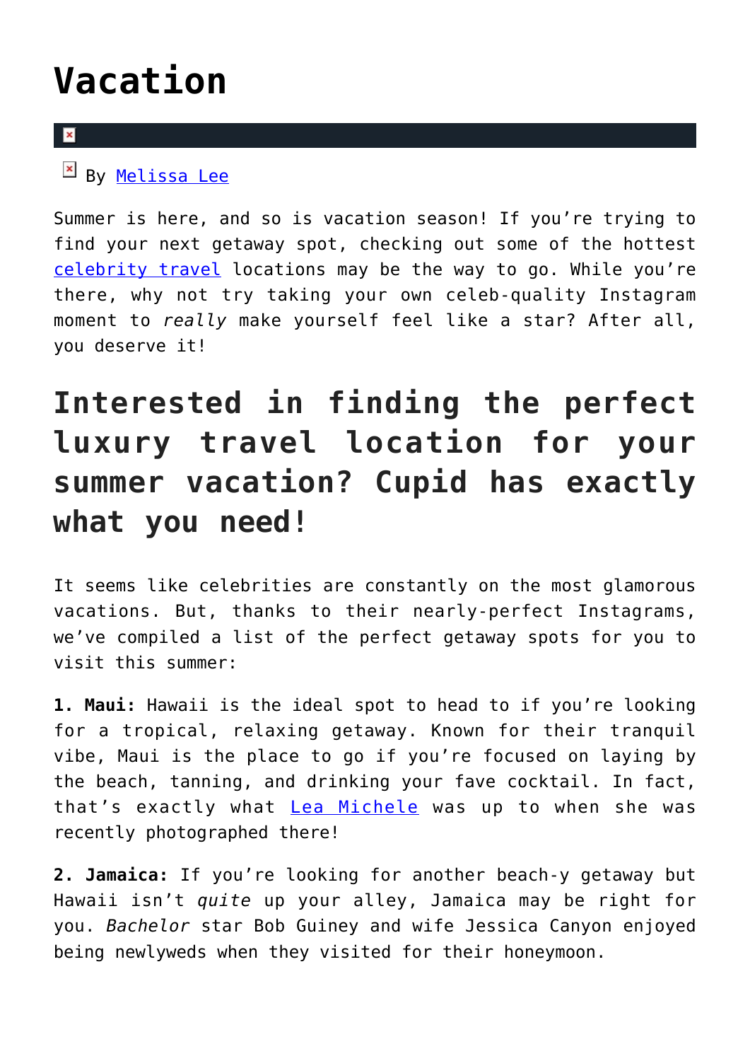# Vacation

By Melissa Lee

Summer is here, and so is vacation season! If you're trying to find your next getaway spot, checking out some of the hottest celebrity travel locations may be the way to go. While you're there, why not try taking your own celeb-quality Instagram moment to *really* make yourself feel like a star? After all, you deserve it!

## Interested in finding the perfect luxury travel location for your summer vacation? Cupid has exactly what you need!

It seems like celebrities are constantly on the most glamorous vacations. But, thanks to their nearly-perfect Instagrams, we've compiled a list of the perfect getaway spots for you to visit this summer:

**1. Maui:** Hawaii is the ideal spot to head to if you're looking for a tropical, relaxing getaway. Known for their tranquil vibe, Maui is the place to go if you're focused on laying by the beach, tanning, and drinking your fave cocktail. In fact, that's exactly what Lea Michele was up to when she was recently photographed there!

**2. Jamaica:** If you're looking for another beach-y getaway but Hawaii isn't *quite* up your alley, Jamaica may be right for you. *Bachelor* star Bob Guiney and wife Jessica Canyon enjoyed being newlyweds when they visited for their honeymoon.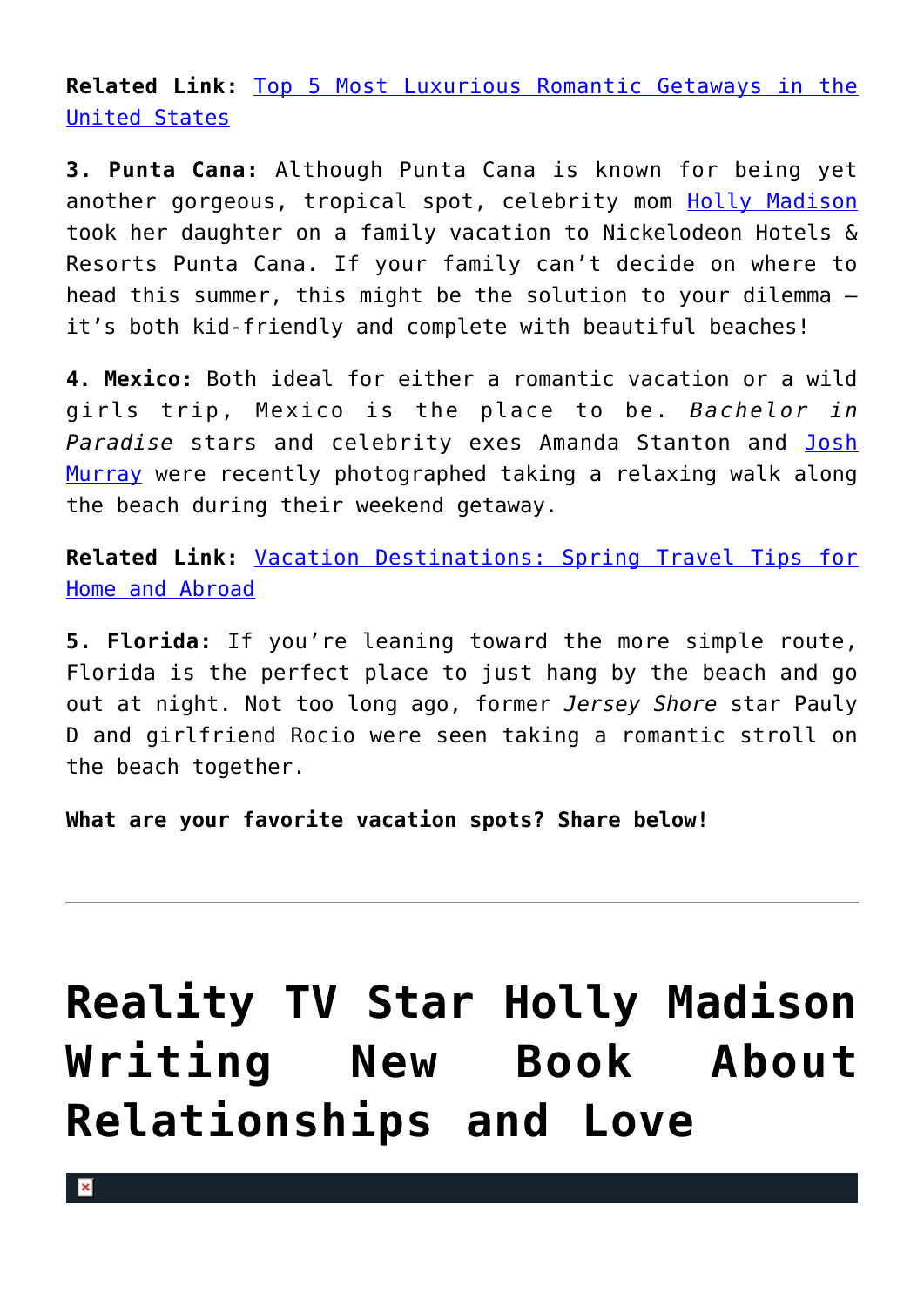**Related Link:** [Top 5 Most Luxurious Romantic Getaways in the United States]()

**3. Punta Cana:** Although Punta Cana is known for being yet another gorgeous, tropical spot, celebrity mom [Holly Madison]() took her daughter on a family vacation to Nickelodeon Hotels & Resorts Punta Cana. If your family can't decide on where to head this summer, this might be the solution to your dilemma – it's both kid-friendly and complete with beautiful beaches!

**4. Mexico:** Both ideal for either a romantic vacation or a wild girls trip, Mexico is the place to be. *Bachelor in Paradise* stars and celebrity exes Amanda Stanton and [Josh Murray]() were recently photographed taking a relaxing walk along the beach during their weekend getaway.

**Related Link:** [Vacation Destinations: Spring Travel Tips for Home and Abroad]()

**5. Florida:** If you're leaning toward the more simple route, Florida is the perfect place to just hang by the beach and go out at night. Not too long ago, former *Jersey Shore* star Pauly D and girlfriend Rocio were seen taking a romantic stroll on the beach together.

**What are your favorite vacation spots? Share below!**

---

# Reality TV Star Holly Madison Writing New Book About Relationships and Love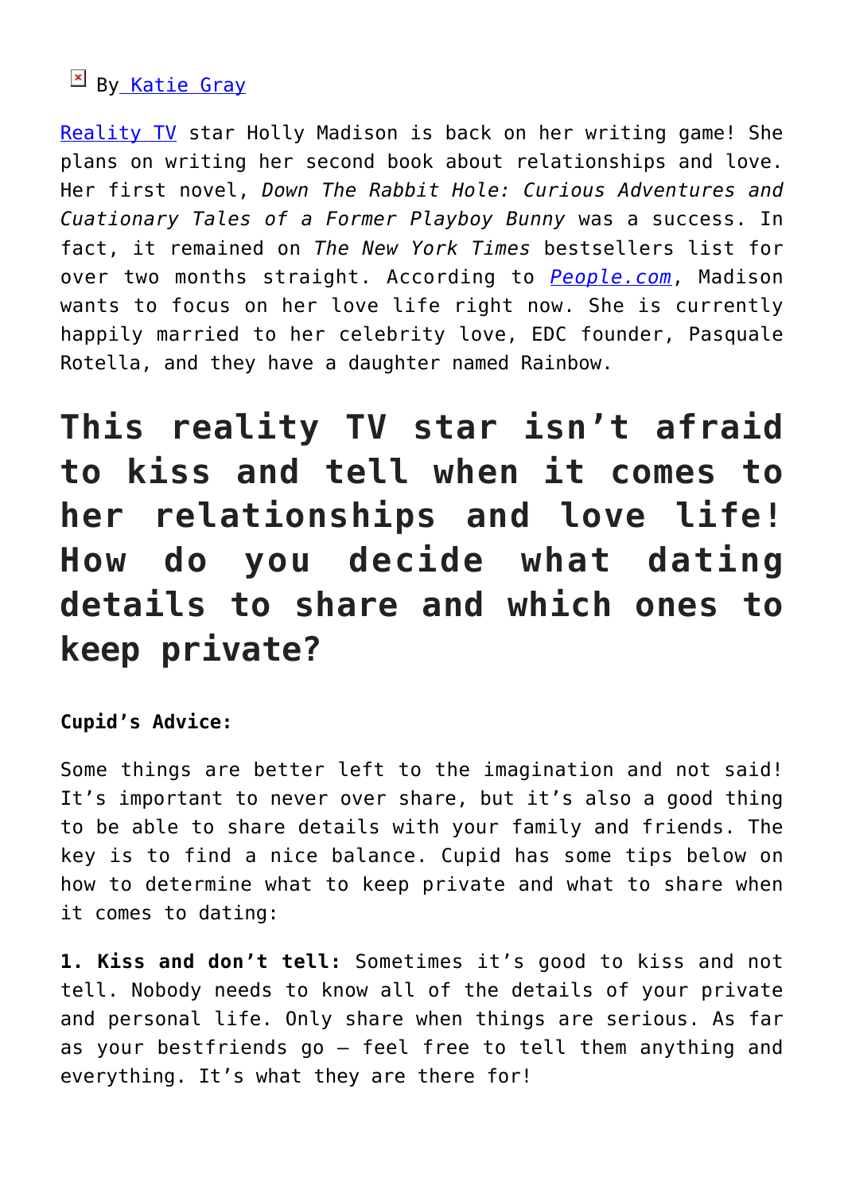By Katie Gray

Reality TV star Holly Madison is back on her writing game! She plans on writing her second book about relationships and love. Her first novel, *Down The Rabbit Hole: Curious Adventures and Cuationary Tales of a Former Playboy Bunny* was a success. In fact, it remained on *The New York Times* bestsellers list for over two months straight. According to *People.com*, Madison wants to focus on her love life right now. She is currently happily married to her celebrity love, EDC founder, Pasquale Rotella, and they have a daughter named Rainbow.

# This reality TV star isn't afraid to kiss and tell when it comes to her relationships and love life! How do you decide what dating details to share and which ones to keep private?

**Cupid's Advice:**

Some things are better left to the imagination and not said! It's important to never over share, but it's also a good thing to be able to share details with your family and friends. The key is to find a nice balance. Cupid has some tips below on how to determine what to keep private and what to share when it comes to dating:

**1. Kiss and don't tell:** Sometimes it's good to kiss and not tell. Nobody needs to know all of the details of your private and personal life. Only share when things are serious. As far as your bestfriends go – feel free to tell them anything and everything. It's what they are there for!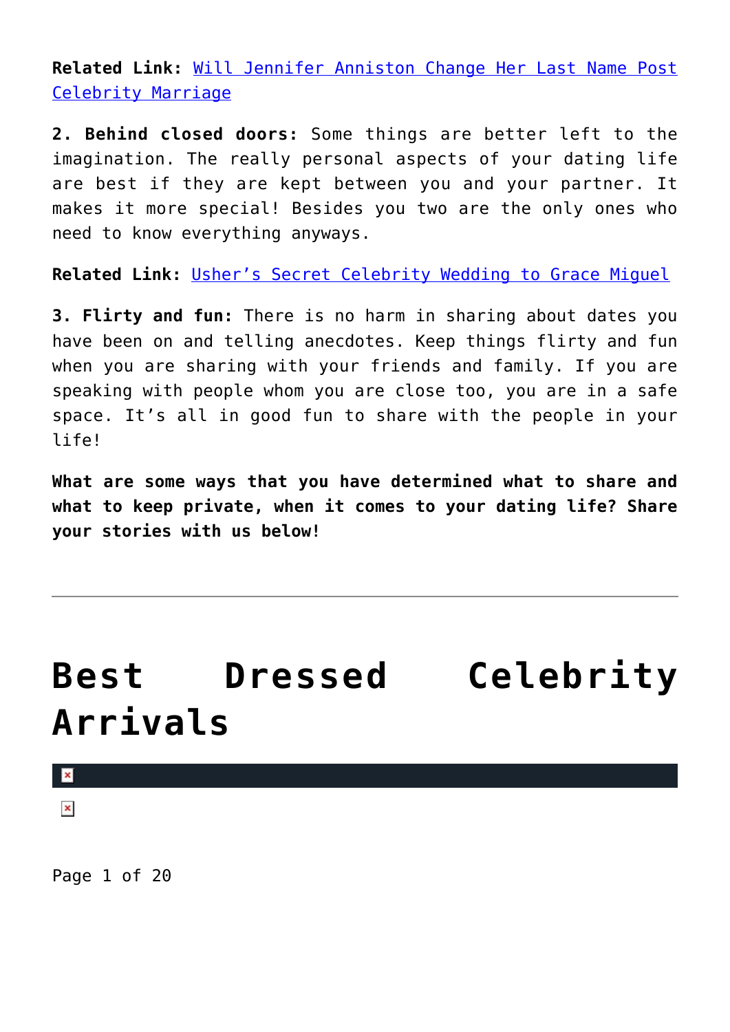**Related Link:** Will Jennifer Anniston Change Her Last Name Post Celebrity Marriage

**2. Behind closed doors:** Some things are better left to the imagination. The really personal aspects of your dating life are best if they are kept between you and your partner. It makes it more special! Besides you two are the only ones who need to know everything anyways.

**Related Link:** Usher's Secret Celebrity Wedding to Grace Miguel

**3. Flirty and fun:** There is no harm in sharing about dates you have been on and telling anecdotes. Keep things flirty and fun when you are sharing with your friends and family. If you are speaking with people whom you are close too, you are in a safe space. It's all in good fun to share with the people in your life!

**What are some ways that you have determined what to share and what to keep private, when it comes to your dating life? Share your stories with us below!**

---

# Best Dressed Celebrity Arrivals

Page 1 of 20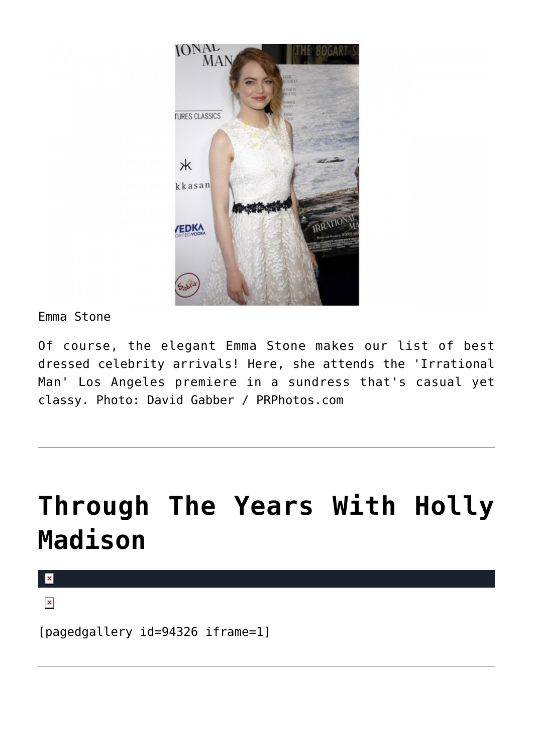Emma Stone

Of course, the elegant Emma Stone makes our list of best dressed celebrity arrivals! Here, she attends the 'Irrational Man' Los Angeles premiere in a sundress that's casual yet classy. Photo: David Gabber / PRPhotos.com

---

# Through The Years With Holly Madison

[pagedgallery id=94326 iframe=1]

---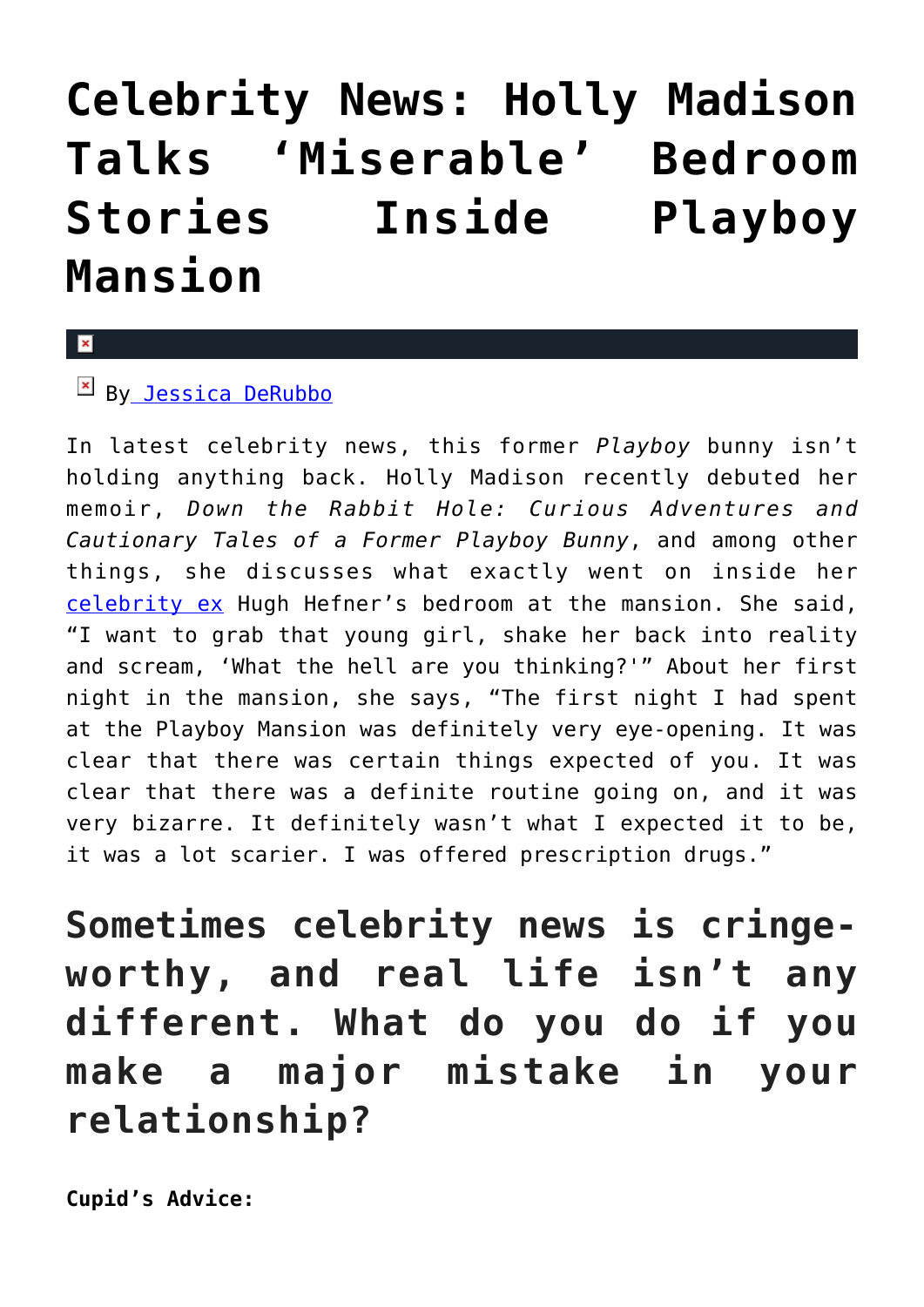# Celebrity News: Holly Madison Talks 'Miserable' Bedroom Stories Inside Playboy Mansion

By Jessica DeRubbo

In latest celebrity news, this former *Playboy* bunny isn't holding anything back. Holly Madison recently debuted her memoir, *Down the Rabbit Hole: Curious Adventures and Cautionary Tales of a Former Playboy Bunny*, and among other things, she discusses what exactly went on inside her celebrity ex Hugh Hefner's bedroom at the mansion. She said, "I want to grab that young girl, shake her back into reality and scream, 'What the hell are you thinking?'" About her first night in the mansion, she says, "The first night I had spent at the Playboy Mansion was definitely very eye-opening. It was clear that there was certain things expected of you. It was clear that there was a definite routine going on, and it was very bizarre. It definitely wasn't what I expected it to be, it was a lot scarier. I was offered prescription drugs."

## Sometimes celebrity news is cringe-worthy, and real life isn't any different. What do you do if you make a major mistake in your relationship?

**Cupid's Advice:**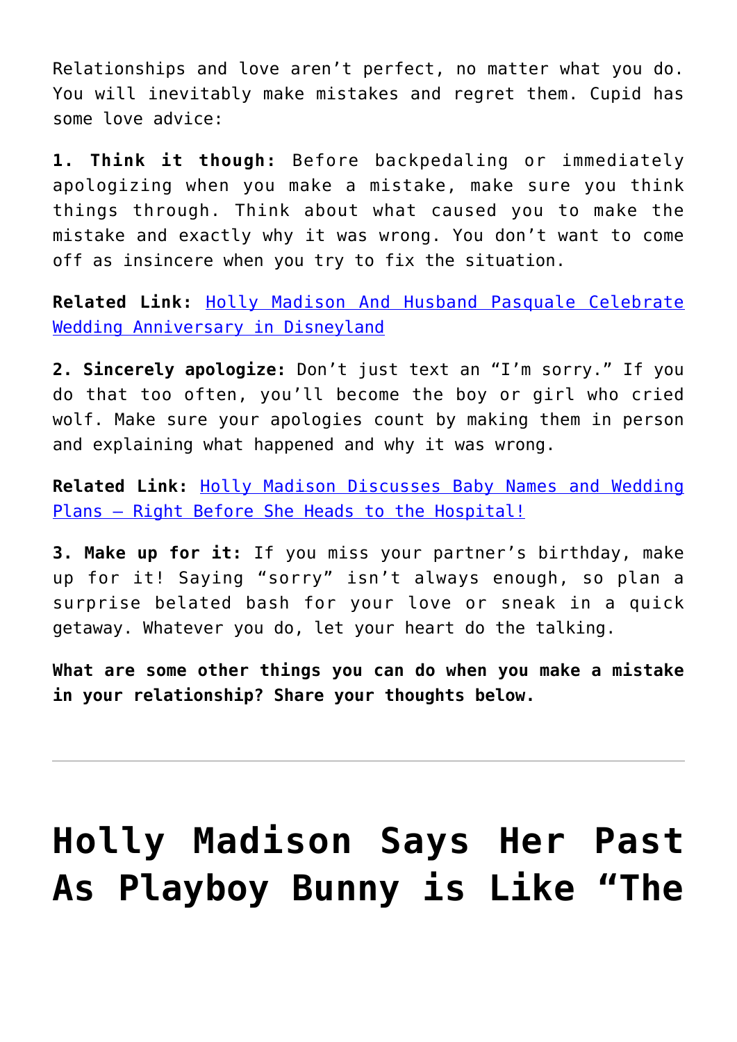Relationships and love aren't perfect, no matter what you do. You will inevitably make mistakes and regret them. Cupid has some love advice:

**1. Think it though:** Before backpedaling or immediately apologizing when you make a mistake, make sure you think things through. Think about what caused you to make the mistake and exactly why it was wrong. You don't want to come off as insincere when you try to fix the situation.

**Related Link:** [Holly Madison And Husband Pasquale Celebrate Wedding Anniversary in Disneyland]()

**2. Sincerely apologize:** Don't just text an "I'm sorry." If you do that too often, you'll become the boy or girl who cried wolf. Make sure your apologies count by making them in person and explaining what happened and why it was wrong.

**Related Link:** [Holly Madison Discusses Baby Names and Wedding Plans – Right Before She Heads to the Hospital!]()

**3. Make up for it:** If you miss your partner's birthday, make up for it! Saying "sorry" isn't always enough, so plan a surprise belated bash for your love or sneak in a quick getaway. Whatever you do, let your heart do the talking.

**What are some other things you can do when you make a mistake in your relationship? Share your thoughts below.**

---

# Holly Madison Says Her Past As Playboy Bunny is Like "The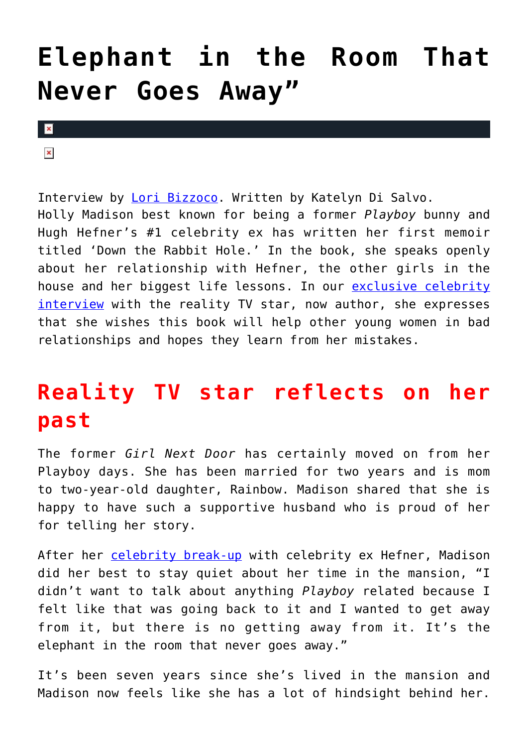# Elephant in the Room That Never Goes Away"

Interview by Lori Bizzoco. Written by Katelyn Di Salvo.
Holly Madison best known for being a former *Playboy* bunny and Hugh Hefner's #1 celebrity ex has written her first memoir titled 'Down the Rabbit Hole.' In the book, she speaks openly about her relationship with Hefner, the other girls in the house and her biggest life lessons. In our exclusive celebrity interview with the reality TV star, now author, she expresses that she wishes this book will help other young women in bad relationships and hopes they learn from her mistakes.

## Reality TV star reflects on her past

The former *Girl Next Door* has certainly moved on from her Playboy days. She has been married for two years and is mom to two-year-old daughter, Rainbow. Madison shared that she is happy to have such a supportive husband who is proud of her for telling her story.

After her celebrity break-up with celebrity ex Hefner, Madison did her best to stay quiet about her time in the mansion, "I didn't want to talk about anything *Playboy* related because I felt like that was going back to it and I wanted to get away from it, but there is no getting away from it. It's the elephant in the room that never goes away."

It's been seven years since she's lived in the mansion and Madison now feels like she has a lot of hindsight behind her.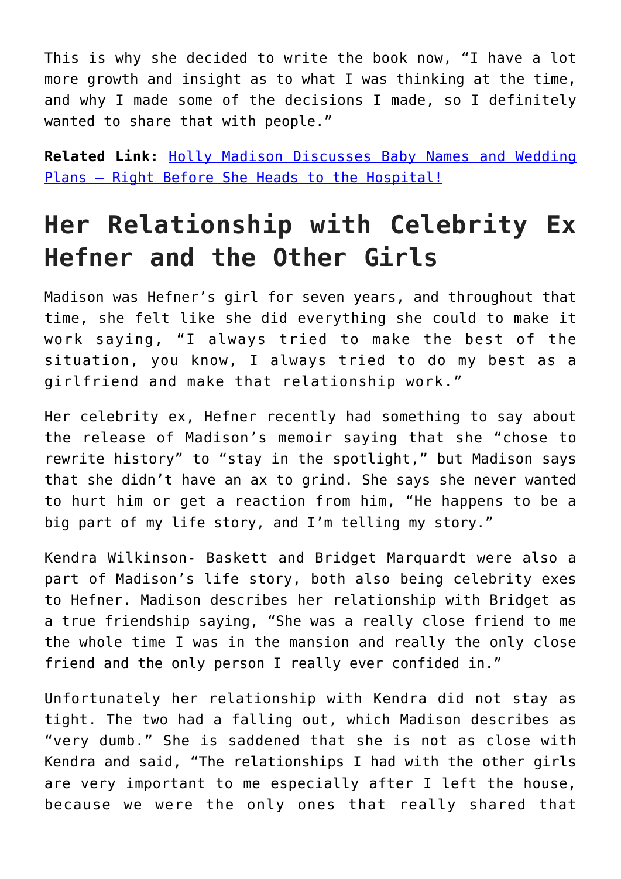This is why she decided to write the book now, “I have a lot more growth and insight as to what I was thinking at the time, and why I made some of the decisions I made, so I definitely wanted to share that with people.”

**Related Link:** [Holly Madison Discusses Baby Names and Wedding Plans – Right Before She Heads to the Hospital!]()

## Her Relationship with Celebrity Ex Hefner and the Other Girls

Madison was Hefner’s girl for seven years, and throughout that time, she felt like she did everything she could to make it work saying, “I always tried to make the best of the situation, you know, I always tried to do my best as a girlfriend and make that relationship work.”

Her celebrity ex, Hefner recently had something to say about the release of Madison’s memoir saying that she “chose to rewrite history” to “stay in the spotlight,” but Madison says that she didn’t have an ax to grind. She says she never wanted to hurt him or get a reaction from him, “He happens to be a big part of my life story, and I’m telling my story.”

Kendra Wilkinson- Baskett and Bridget Marquardt were also a part of Madison’s life story, both also being celebrity exes to Hefner. Madison describes her relationship with Bridget as a true friendship saying, “She was a really close friend to me the whole time I was in the mansion and really the only close friend and the only person I really ever confided in.”

Unfortunately her relationship with Kendra did not stay as tight. The two had a falling out, which Madison describes as “very dumb.” She is saddened that she is not as close with Kendra and said, “The relationships I had with the other girls are very important to me especially after I left the house, because we were the only ones that really shared that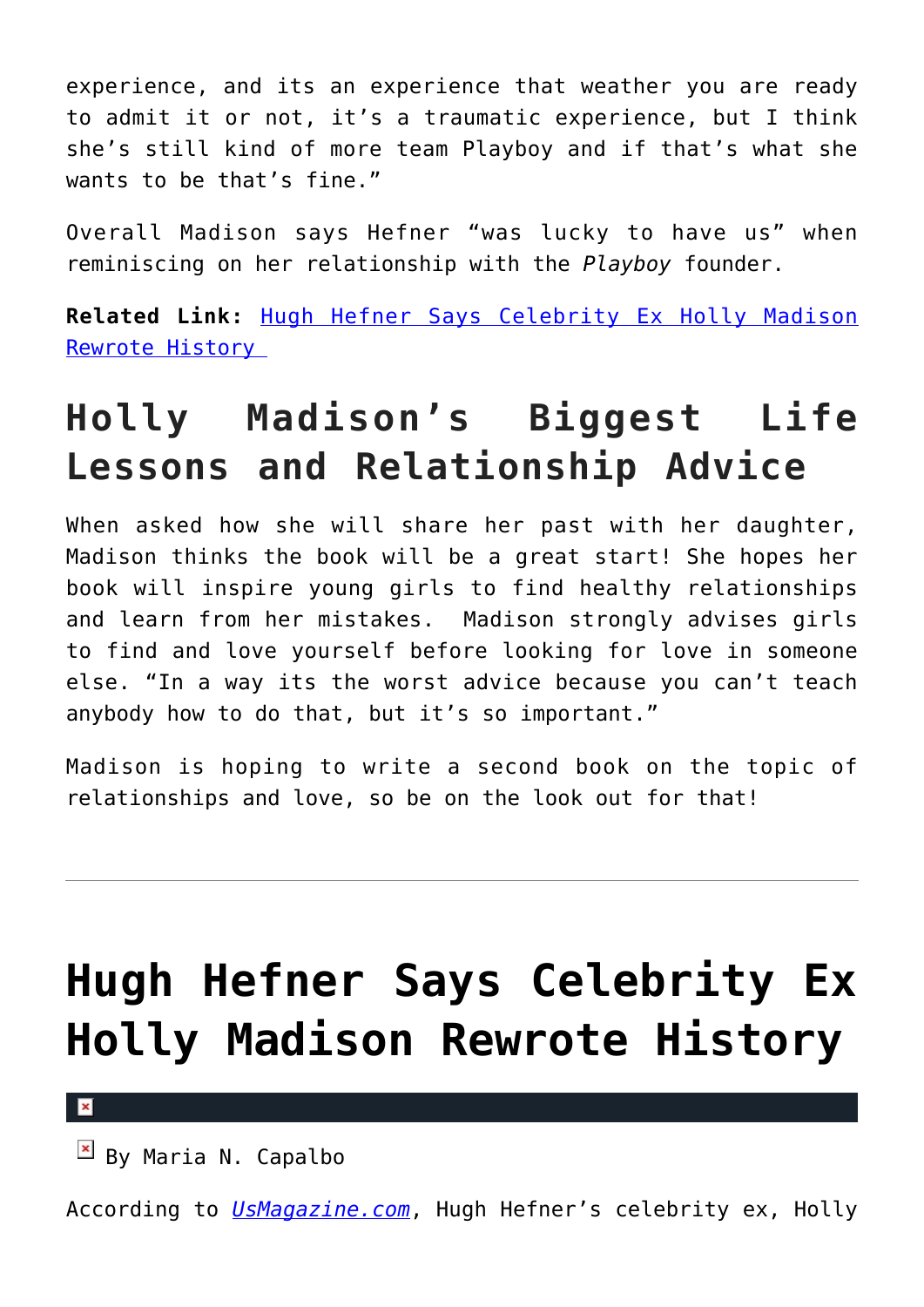experience, and its an experience that weather you are ready to admit it or not, it's a traumatic experience, but I think she's still kind of more team Playboy and if that's what she wants to be that's fine."

Overall Madison says Hefner "was lucky to have us" when reminiscing on her relationship with the *Playboy* founder.

**Related Link:** [Hugh Hefner Says Celebrity Ex Holly Madison Rewrote History](#)

## Holly Madison's Biggest Life Lessons and Relationship Advice

When asked how she will share her past with her daughter, Madison thinks the book will be a great start! She hopes her book will inspire young girls to find healthy relationships and learn from her mistakes. Madison strongly advises girls to find and love yourself before looking for love in someone else. "In a way its the worst advice because you can't teach anybody how to do that, but it's so important."

Madison is hoping to write a second book on the topic of relationships and love, so be on the look out for that!

---

# Hugh Hefner Says Celebrity Ex Holly Madison Rewrote History

By Maria N. Capalbo

According to *[UsMagazine.com](#)*, Hugh Hefner's celebrity ex, Holly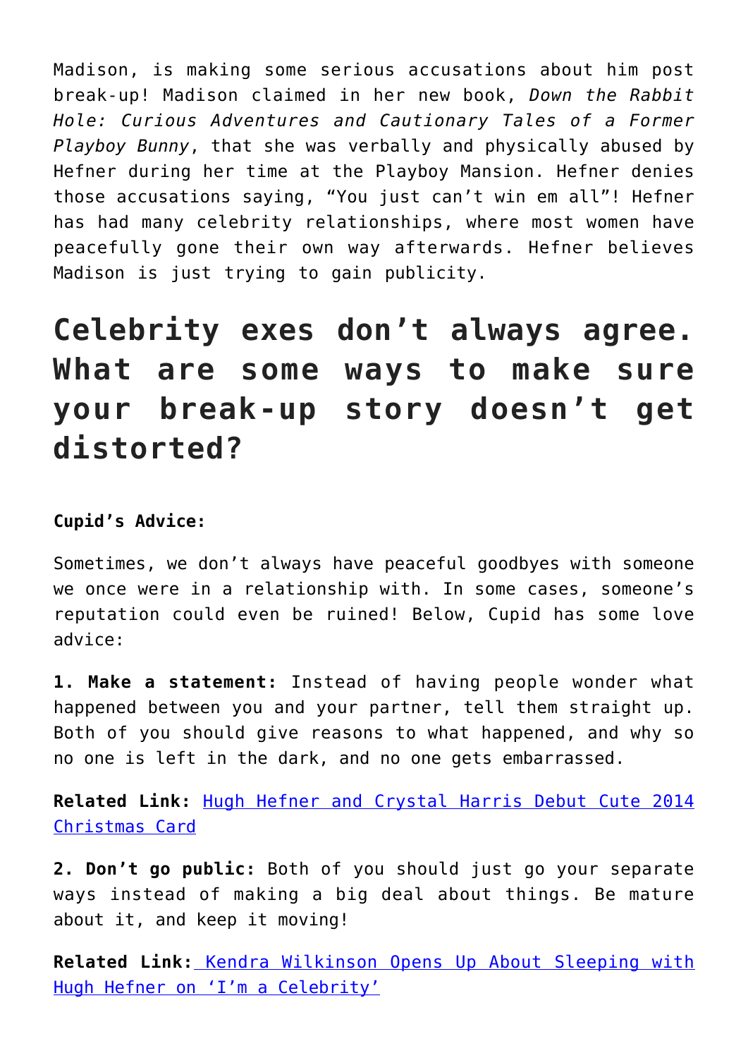Madison, is making some serious accusations about him post break-up! Madison claimed in her new book, *Down the Rabbit Hole: Curious Adventures and Cautionary Tales of a Former Playboy Bunny*, that she was verbally and physically abused by Hefner during her time at the Playboy Mansion. Hefner denies those accusations saying, "You just can't win em all"! Hefner has had many celebrity relationships, where most women have peacefully gone their own way afterwards. Hefner believes Madison is just trying to gain publicity.

## Celebrity exes don't always agree. What are some ways to make sure your break-up story doesn't get distorted?

**Cupid's Advice:**

Sometimes, we don't always have peaceful goodbyes with someone we once were in a relationship with. In some cases, someone's reputation could even be ruined! Below, Cupid has some love advice:

**1. Make a statement:** Instead of having people wonder what happened between you and your partner, tell them straight up. Both of you should give reasons to what happened, and why so no one is left in the dark, and no one gets embarrassed.

**Related Link:** [Hugh Hefner and Crystal Harris Debut Cute 2014 Christmas Card]()

**2. Don't go public:** Both of you should just go your separate ways instead of making a big deal about things. Be mature about it, and keep it moving!

**Related Link:** [Kendra Wilkinson Opens Up About Sleeping with Hugh Hefner on 'I'm a Celebrity']()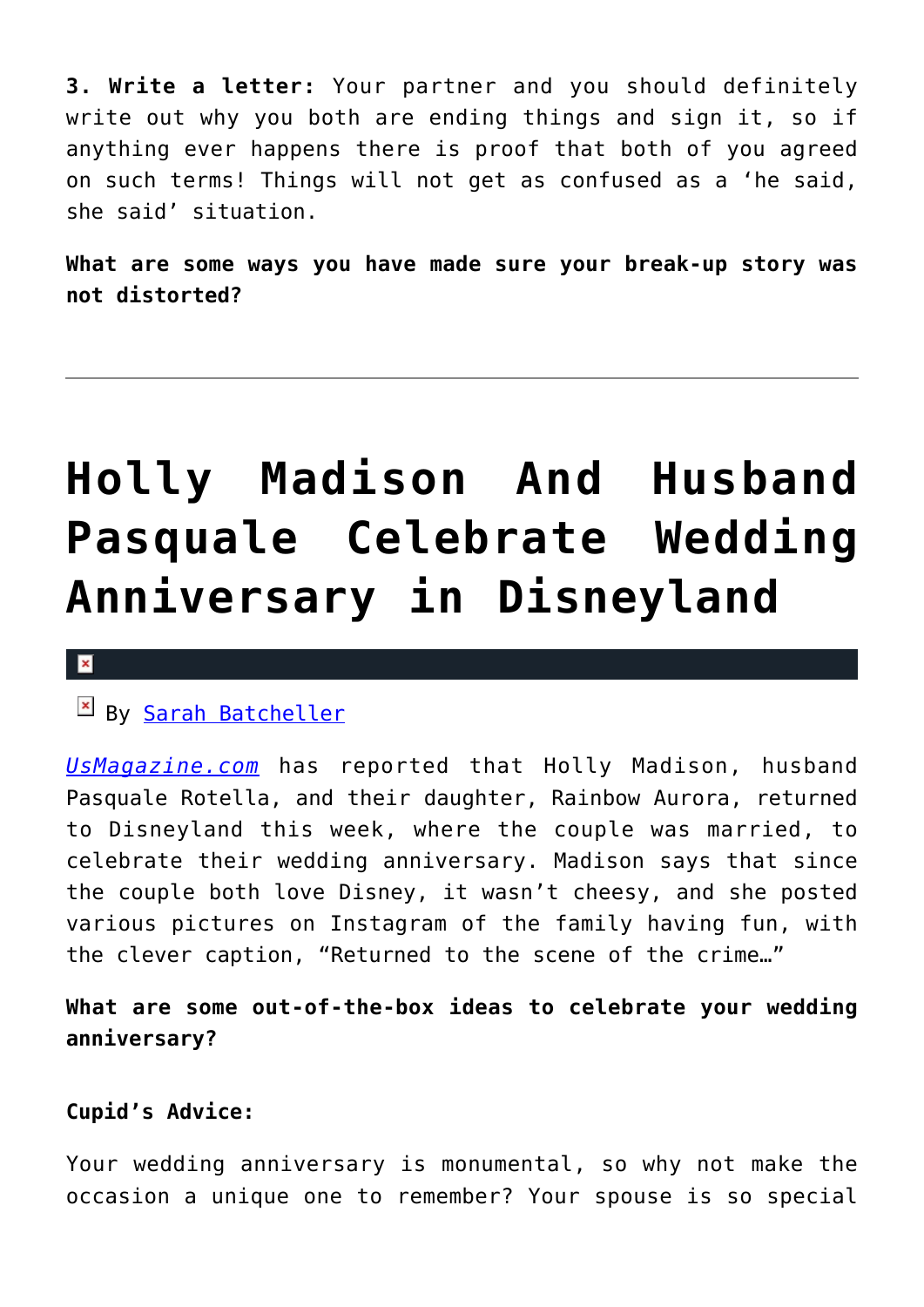**3. Write a letter:** Your partner and you should definitely write out why you both are ending things and sign it, so if anything ever happens there is proof that both of you agreed on such terms! Things will not get as confused as a 'he said, she said' situation.

**What are some ways you have made sure your break-up story was not distorted?**

---

# Holly Madison And Husband Pasquale Celebrate Wedding Anniversary in Disneyland

By Sarah Batcheller

*UsMagazine.com* has reported that Holly Madison, husband Pasquale Rotella, and their daughter, Rainbow Aurora, returned to Disneyland this week, where the couple was married, to celebrate their wedding anniversary. Madison says that since the couple both love Disney, it wasn't cheesy, and she posted various pictures on Instagram of the family having fun, with the clever caption, "Returned to the scene of the crime…"

**What are some out-of-the-box ideas to celebrate your wedding anniversary?**

**Cupid's Advice:**

Your wedding anniversary is monumental, so why not make the occasion a unique one to remember? Your spouse is so special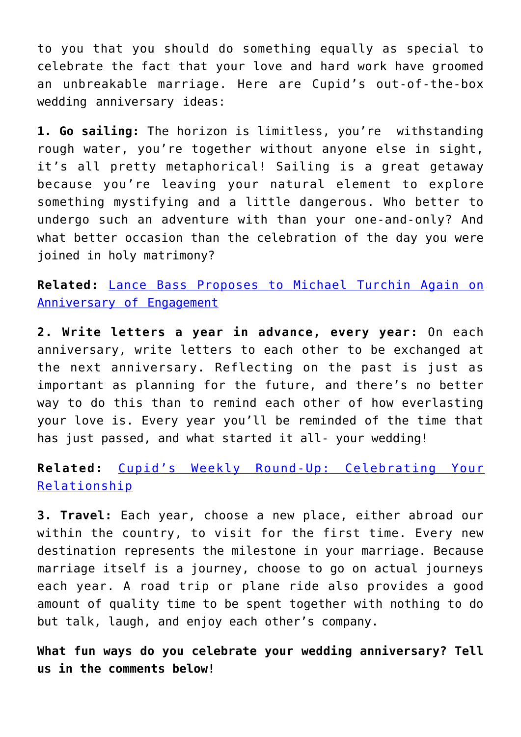to you that you should do something equally as special to celebrate the fact that your love and hard work have groomed an unbreakable marriage. Here are Cupid's out-of-the-box wedding anniversary ideas:

**1. Go sailing:** The horizon is limitless, you're withstanding rough water, you're together without anyone else in sight, it's all pretty metaphorical! Sailing is a great getaway because you're leaving your natural element to explore something mystifying and a little dangerous. Who better to undergo such an adventure with than your one-and-only? And what better occasion than the celebration of the day you were joined in holy matrimony?

**Related:** Lance Bass Proposes to Michael Turchin Again on Anniversary of Engagement

**2. Write letters a year in advance, every year:** On each anniversary, write letters to each other to be exchanged at the next anniversary. Reflecting on the past is just as important as planning for the future, and there's no better way to do this than to remind each other of how everlasting your love is. Every year you'll be reminded of the time that has just passed, and what started it all- your wedding!

**Related:** Cupid's Weekly Round-Up: Celebrating Your Relationship

**3. Travel:** Each year, choose a new place, either abroad our within the country, to visit for the first time. Every new destination represents the milestone in your marriage. Because marriage itself is a journey, choose to go on actual journeys each year. A road trip or plane ride also provides a good amount of quality time to be spent together with nothing to do but talk, laugh, and enjoy each other's company.

**What fun ways do you celebrate your wedding anniversary? Tell us in the comments below!**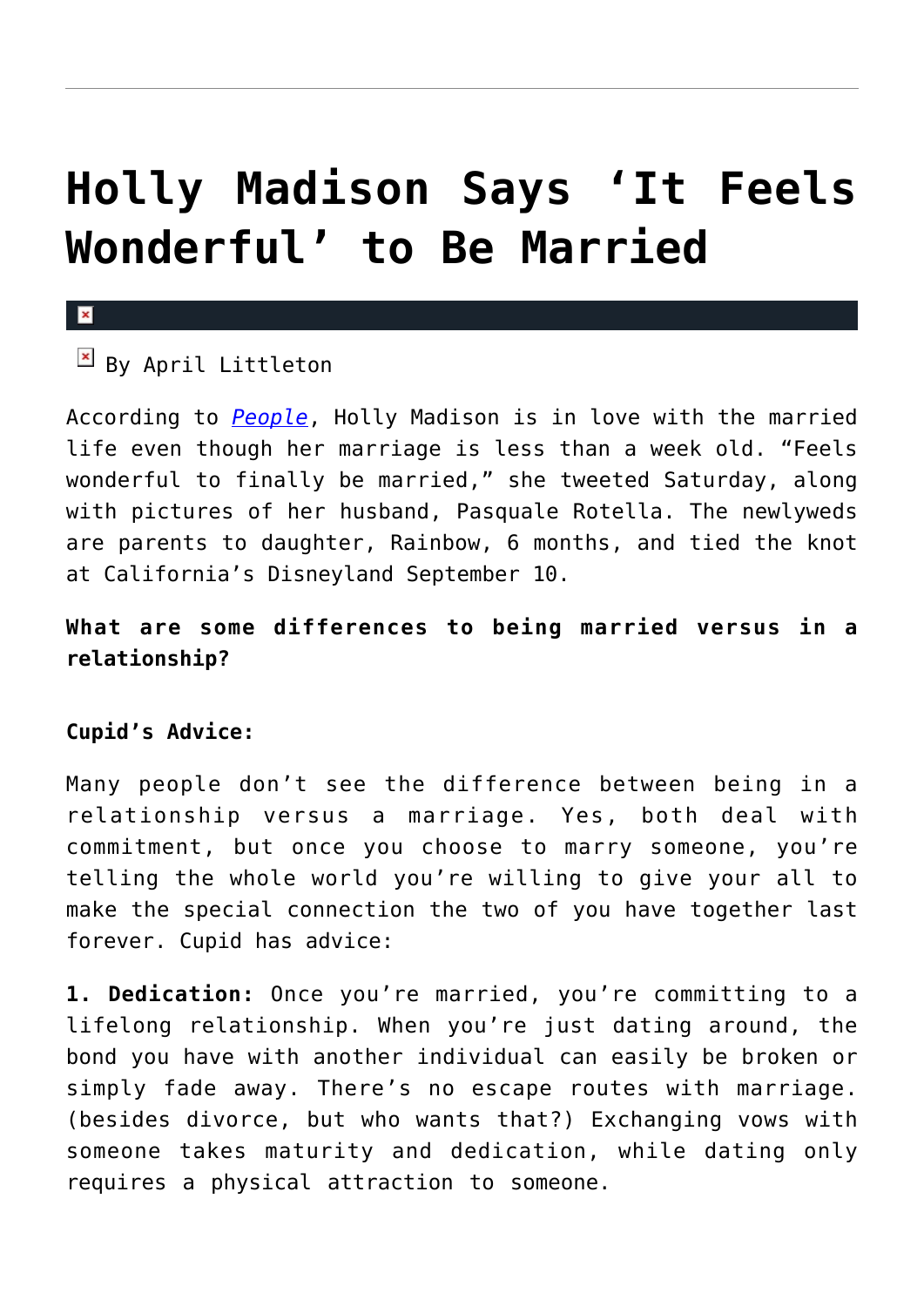# Holly Madison Says 'It Feels Wonderful' to Be Married

By April Littleton

According to *People*, Holly Madison is in love with the married life even though her marriage is less than a week old. "Feels wonderful to finally be married," she tweeted Saturday, along with pictures of her husband, Pasquale Rotella. The newlyweds are parents to daughter, Rainbow, 6 months, and tied the knot at California's Disneyland September 10.

**What are some differences to being married versus in a relationship?**

**Cupid's Advice:**

Many people don't see the difference between being in a relationship versus a marriage. Yes, both deal with commitment, but once you choose to marry someone, you're telling the whole world you're willing to give your all to make the special connection the two of you have together last forever. Cupid has advice:

**1. Dedication:** Once you're married, you're committing to a lifelong relationship. When you're just dating around, the bond you have with another individual can easily be broken or simply fade away. There's no escape routes with marriage. (besides divorce, but who wants that?) Exchanging vows with someone takes maturity and dedication, while dating only requires a physical attraction to someone.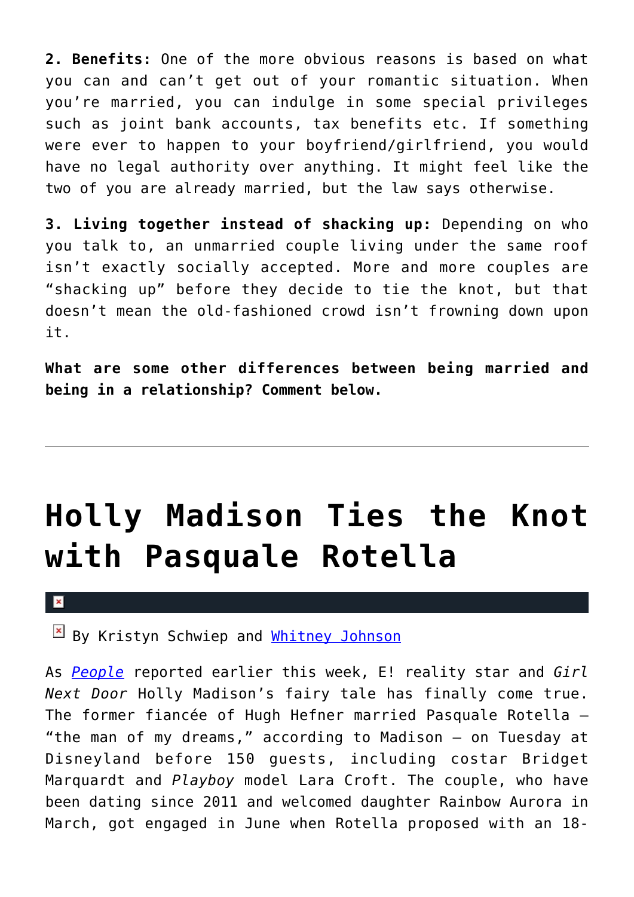**2. Benefits:** One of the more obvious reasons is based on what you can and can't get out of your romantic situation. When you're married, you can indulge in some special privileges such as joint bank accounts, tax benefits etc. If something were ever to happen to your boyfriend/girlfriend, you would have no legal authority over anything. It might feel like the two of you are already married, but the law says otherwise.

**3. Living together instead of shacking up:** Depending on who you talk to, an unmarried couple living under the same roof isn't exactly socially accepted. More and more couples are "shacking up" before they decide to tie the knot, but that doesn't mean the old-fashioned crowd isn't frowning down upon it.

**What are some other differences between being married and being in a relationship? Comment below.**

---

# Holly Madison Ties the Knot with Pasquale Rotella

By Kristyn Schwiep and Whitney Johnson

As *People* reported earlier this week, E! reality star and *Girl Next Door* Holly Madison's fairy tale has finally come true. The former fiancée of Hugh Hefner married Pasquale Rotella — "the man of my dreams," according to Madison — on Tuesday at Disneyland before 150 guests, including costar Bridget Marquardt and *Playboy* model Lara Croft. The couple, who have been dating since 2011 and welcomed daughter Rainbow Aurora in March, got engaged in June when Rotella proposed with an 18-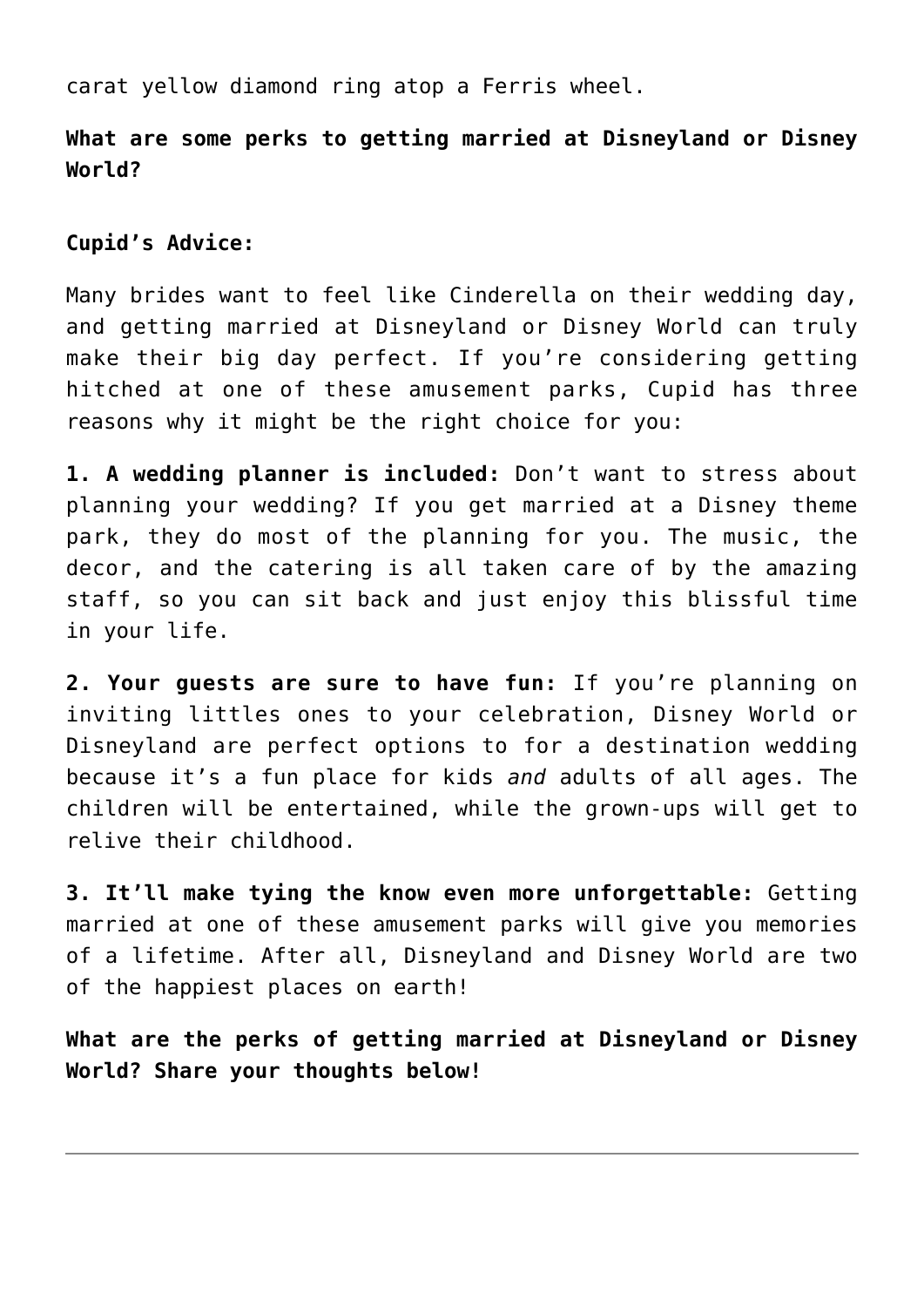carat yellow diamond ring atop a Ferris wheel.

**What are some perks to getting married at Disneyland or Disney World?**

**Cupid's Advice:**

Many brides want to feel like Cinderella on their wedding day, and getting married at Disneyland or Disney World can truly make their big day perfect. If you're considering getting hitched at one of these amusement parks, Cupid has three reasons why it might be the right choice for you:

**1. A wedding planner is included:** Don't want to stress about planning your wedding? If you get married at a Disney theme park, they do most of the planning for you. The music, the decor, and the catering is all taken care of by the amazing staff, so you can sit back and just enjoy this blissful time in your life.

**2. Your guests are sure to have fun:** If you're planning on inviting littles ones to your celebration, Disney World or Disneyland are perfect options to for a destination wedding because it's a fun place for kids *and* adults of all ages. The children will be entertained, while the grown-ups will get to relive their childhood.

**3. It'll make tying the know even more unforgettable:** Getting married at one of these amusement parks will give you memories of a lifetime. After all, Disneyland and Disney World are two of the happiest places on earth!

**What are the perks of getting married at Disneyland or Disney World? Share your thoughts below!**

---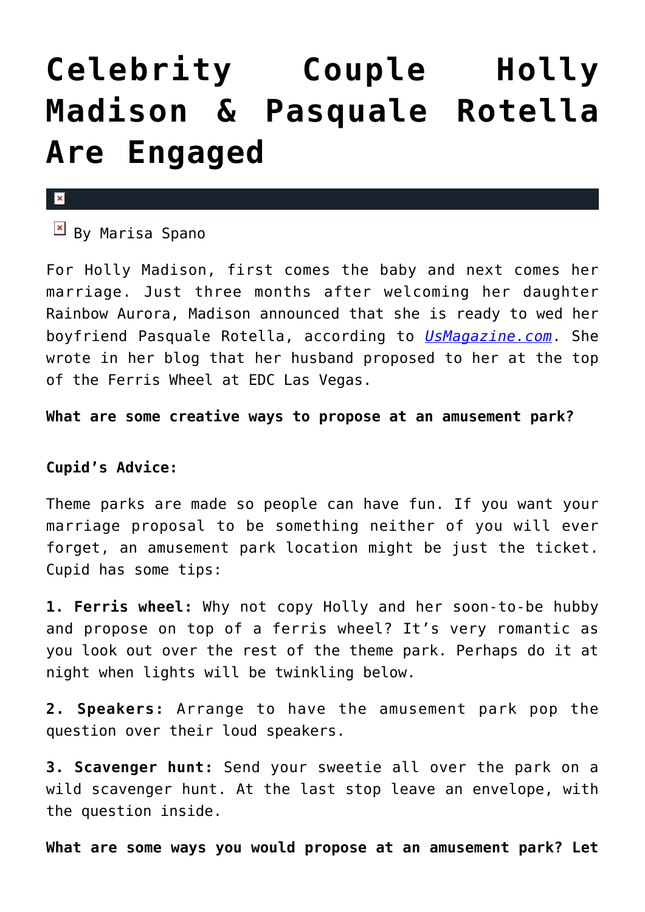# Celebrity Couple Holly Madison & Pasquale Rotella Are Engaged

By Marisa Spano

For Holly Madison, first comes the baby and next comes her marriage. Just three months after welcoming her daughter Rainbow Aurora, Madison announced that she is ready to wed her boyfriend Pasquale Rotella, according to *UsMagazine.com*. She wrote in her blog that her husband proposed to her at the top of the Ferris Wheel at EDC Las Vegas.

**What are some creative ways to propose at an amusement park?**

**Cupid's Advice:**

Theme parks are made so people can have fun. If you want your marriage proposal to be something neither of you will ever forget, an amusement park location might be just the ticket. Cupid has some tips:

**1. Ferris wheel:** Why not copy Holly and her soon-to-be hubby and propose on top of a ferris wheel? It's very romantic as you look out over the rest of the theme park. Perhaps do it at night when lights will be twinkling below.

**2. Speakers:** Arrange to have the amusement park pop the question over their loud speakers.

**3. Scavenger hunt:** Send your sweetie all over the park on a wild scavenger hunt. At the last stop leave an envelope, with the question inside.

**What are some ways you would propose at an amusement park? Let**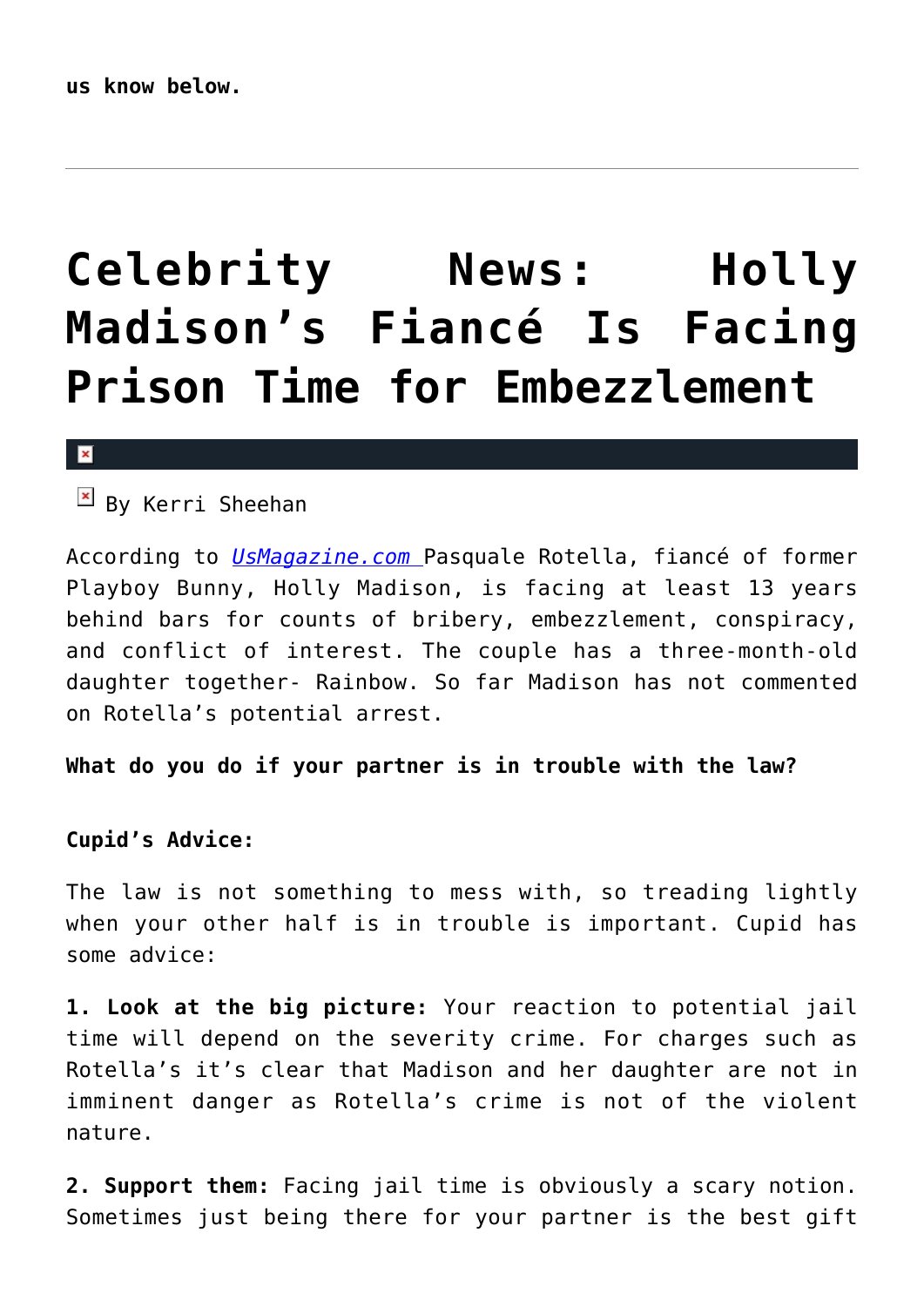**us know below.**

---

# Celebrity News: Holly Madison's Fiancé Is Facing Prison Time for Embezzlement

By Kerri Sheehan

According to *UsMagazine.com* Pasquale Rotella, fiancé of former Playboy Bunny, Holly Madison, is facing at least 13 years behind bars for counts of bribery, embezzlement, conspiracy, and conflict of interest. The couple has a three-month-old daughter together- Rainbow. So far Madison has not commented on Rotella's potential arrest.

**What do you do if your partner is in trouble with the law?**

**Cupid's Advice:**

The law is not something to mess with, so treading lightly when your other half is in trouble is important. Cupid has some advice:

**1. Look at the big picture:** Your reaction to potential jail time will depend on the severity crime. For charges such as Rotella's it's clear that Madison and her daughter are not in imminent danger as Rotella's crime is not of the violent nature.

**2. Support them:** Facing jail time is obviously a scary notion. Sometimes just being there for your partner is the best gift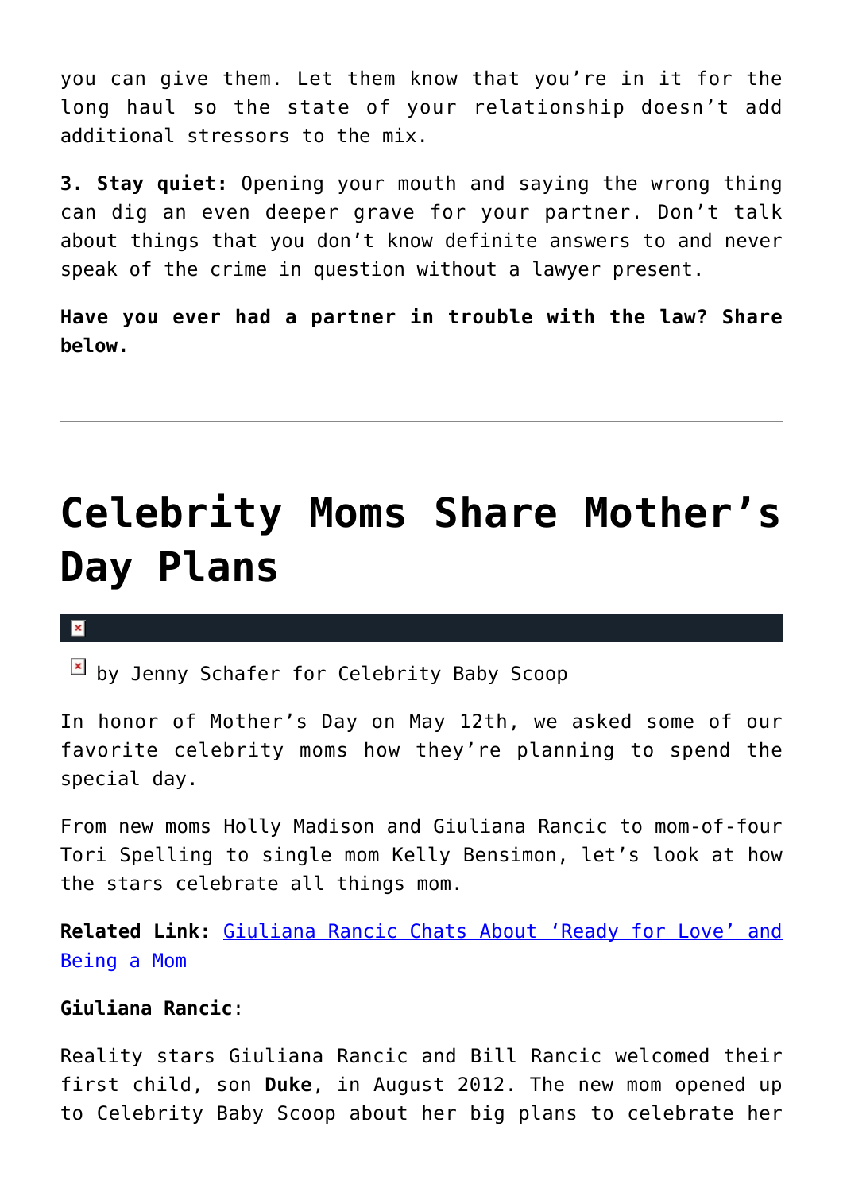you can give them. Let them know that you're in it for the long haul so the state of your relationship doesn't add additional stressors to the mix.

**3. Stay quiet:** Opening your mouth and saying the wrong thing can dig an even deeper grave for your partner. Don't talk about things that you don't know definite answers to and never speak of the crime in question without a lawyer present.

**Have you ever had a partner in trouble with the law? Share below.**

---

# Celebrity Moms Share Mother's Day Plans

by Jenny Schafer for Celebrity Baby Scoop

In honor of Mother's Day on May 12th, we asked some of our favorite celebrity moms how they're planning to spend the special day.

From new moms Holly Madison and Giuliana Rancic to mom-of-four Tori Spelling to single mom Kelly Bensimon, let's look at how the stars celebrate all things mom.

**Related Link:** [Giuliana Rancic Chats About 'Ready for Love' and Being a Mom]()

**Giuliana Rancic**:

Reality stars Giuliana Rancic and Bill Rancic welcomed their first child, son **Duke**, in August 2012. The new mom opened up to Celebrity Baby Scoop about her big plans to celebrate her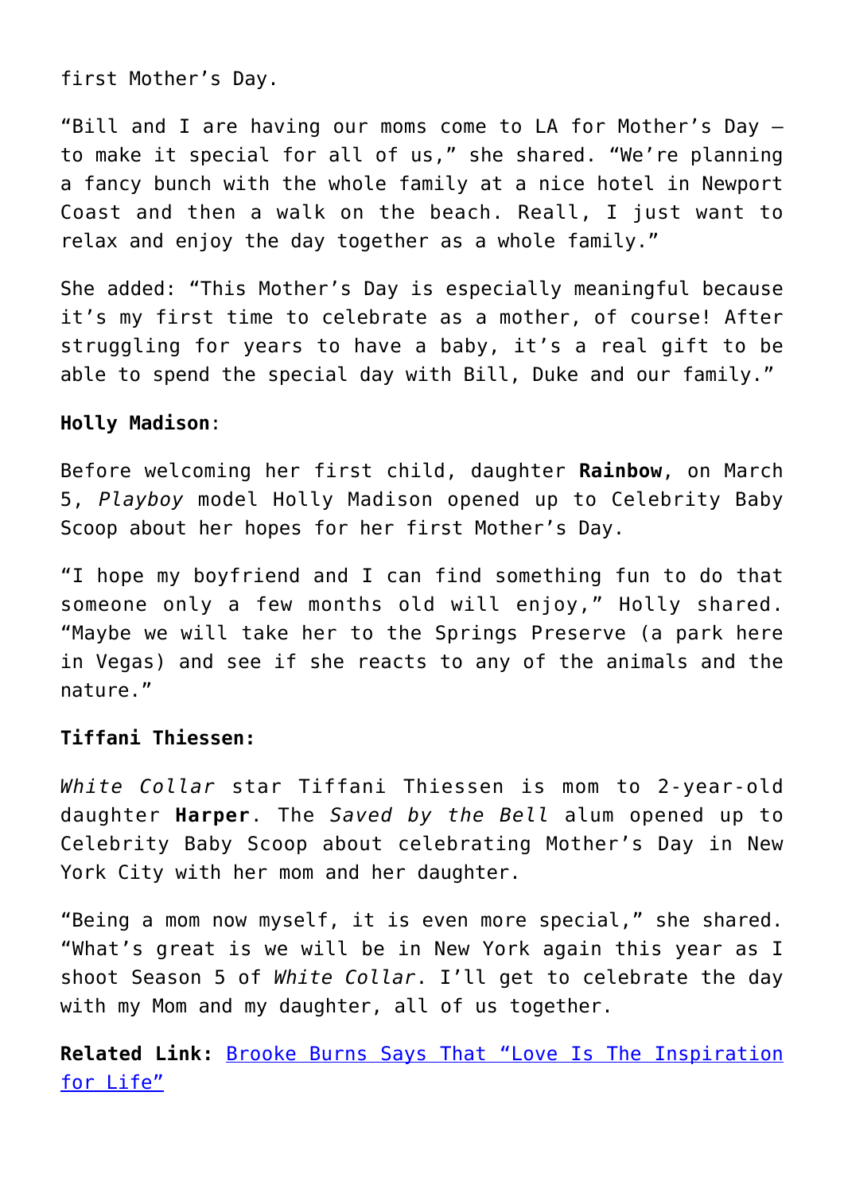first Mother's Day.

"Bill and I are having our moms come to LA for Mother's Day – to make it special for all of us," she shared. "We're planning a fancy bunch with the whole family at a nice hotel in Newport Coast and then a walk on the beach. Reall, I just want to relax and enjoy the day together as a whole family."

She added: "This Mother's Day is especially meaningful because it's my first time to celebrate as a mother, of course! After struggling for years to have a baby, it's a real gift to be able to spend the special day with Bill, Duke and our family."

**Holly Madison**:

Before welcoming her first child, daughter **Rainbow**, on March 5, *Playboy* model Holly Madison opened up to Celebrity Baby Scoop about her hopes for her first Mother's Day.

"I hope my boyfriend and I can find something fun to do that someone only a few months old will enjoy," Holly shared. "Maybe we will take her to the Springs Preserve (a park here in Vegas) and see if she reacts to any of the animals and the nature."

**Tiffani Thiessen:**

*White Collar* star Tiffani Thiessen is mom to 2-year-old daughter **Harper**. The *Saved by the Bell* alum opened up to Celebrity Baby Scoop about celebrating Mother's Day in New York City with her mom and her daughter.

"Being a mom now myself, it is even more special," she shared. "What's great is we will be in New York again this year as I shoot Season 5 of *White Collar*. I'll get to celebrate the day with my Mom and my daughter, all of us together.

**Related Link:** [Brooke Burns Says That "Love Is The Inspiration for Life"]()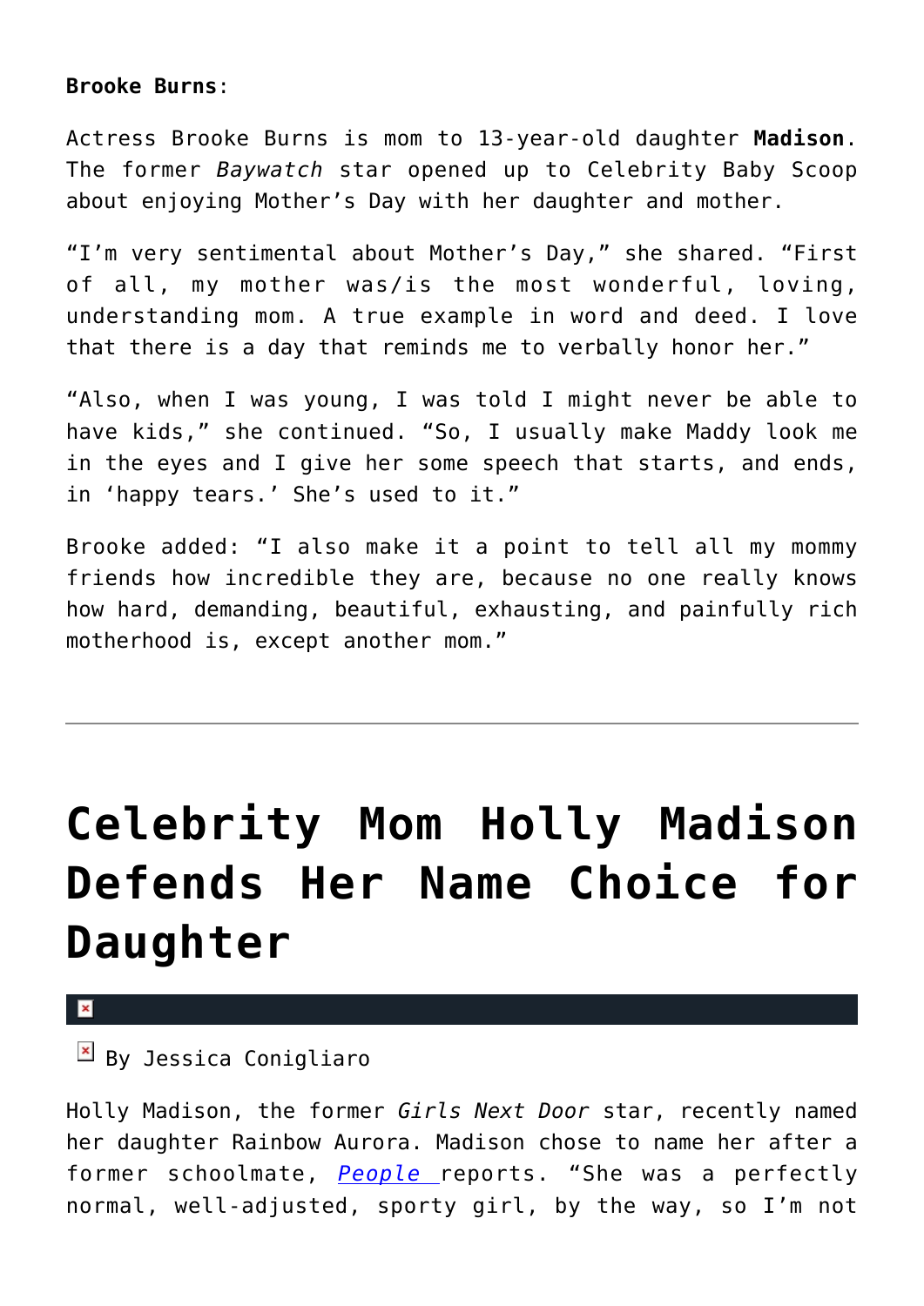**Brooke Burns**:

Actress Brooke Burns is mom to 13-year-old daughter **Madison**. The former *Baywatch* star opened up to Celebrity Baby Scoop about enjoying Mother's Day with her daughter and mother.

"I'm very sentimental about Mother's Day," she shared. "First of all, my mother was/is the most wonderful, loving, understanding mom. A true example in word and deed. I love that there is a day that reminds me to verbally honor her."

"Also, when I was young, I was told I might never be able to have kids," she continued. "So, I usually make Maddy look me in the eyes and I give her some speech that starts, and ends, in 'happy tears.' She's used to it."

Brooke added: "I also make it a point to tell all my mommy friends how incredible they are, because no one really knows how hard, demanding, beautiful, exhausting, and painfully rich motherhood is, except another mom."

---

# Celebrity Mom Holly Madison Defends Her Name Choice for Daughter

By Jessica Conigliaro

Holly Madison, the former *Girls Next Door* star, recently named her daughter Rainbow Aurora. Madison chose to name her after a former schoolmate, *People* reports. "She was a perfectly normal, well-adjusted, sporty girl, by the way, so I'm not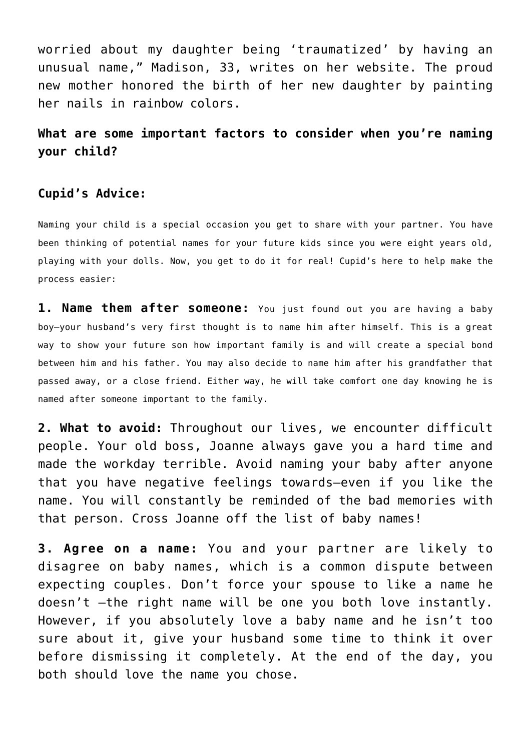worried about my daughter being 'traumatized' by having an unusual name," Madison, 33, writes on her website. The proud new mother honored the birth of her new daughter by painting her nails in rainbow colors.

**What are some important factors to consider when you're naming your child?**

**Cupid's Advice:**

Naming your child is a special occasion you get to share with your partner. You have been thinking of potential names for your future kids since you were eight years old, playing with your dolls. Now, you get to do it for real! Cupid's here to help make the process easier:

**1. Name them after someone:** You just found out you are having a baby boy—your husband's very first thought is to name him after himself. This is a great way to show your future son how important family is and will create a special bond between him and his father. You may also decide to name him after his grandfather that passed away, or a close friend. Either way, he will take comfort one day knowing he is named after someone important to the family.

**2. What to avoid:** Throughout our lives, we encounter difficult people. Your old boss, Joanne always gave you a hard time and made the workday terrible. Avoid naming your baby after anyone that you have negative feelings towards—even if you like the name. You will constantly be reminded of the bad memories with that person. Cross Joanne off the list of baby names!

**3. Agree on a name:** You and your partner are likely to disagree on baby names, which is a common dispute between expecting couples. Don't force your spouse to like a name he doesn't —the right name will be one you both love instantly. However, if you absolutely love a baby name and he isn't too sure about it, give your husband some time to think it over before dismissing it completely. At the end of the day, you both should love the name you chose.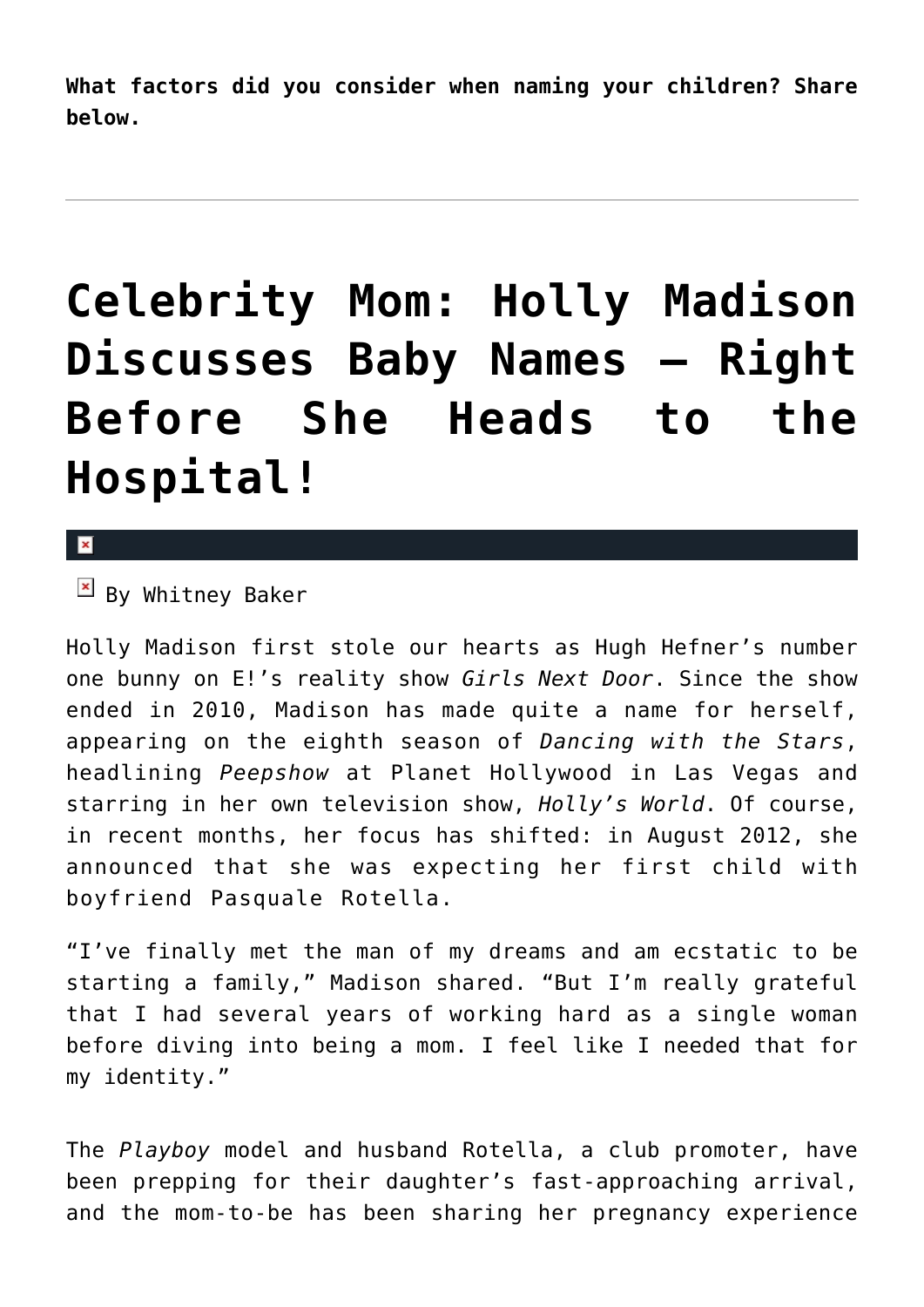**What factors did you consider when naming your children? Share below.**

---

# Celebrity Mom: Holly Madison Discusses Baby Names – Right Before She Heads to the Hospital!

By Whitney Baker

Holly Madison first stole our hearts as Hugh Hefner's number one bunny on E!'s reality show *Girls Next Door*. Since the show ended in 2010, Madison has made quite a name for herself, appearing on the eighth season of *Dancing with the Stars*, headlining *Peepshow* at Planet Hollywood in Las Vegas and starring in her own television show, *Holly's World*. Of course, in recent months, her focus has shifted: in August 2012, she announced that she was expecting her first child with boyfriend Pasquale Rotella.

"I've finally met the man of my dreams and am ecstatic to be starting a family," Madison shared. "But I'm really grateful that I had several years of working hard as a single woman before diving into being a mom. I feel like I needed that for my identity."

The *Playboy* model and husband Rotella, a club promoter, have been prepping for their daughter's fast-approaching arrival, and the mom-to-be has been sharing her pregnancy experience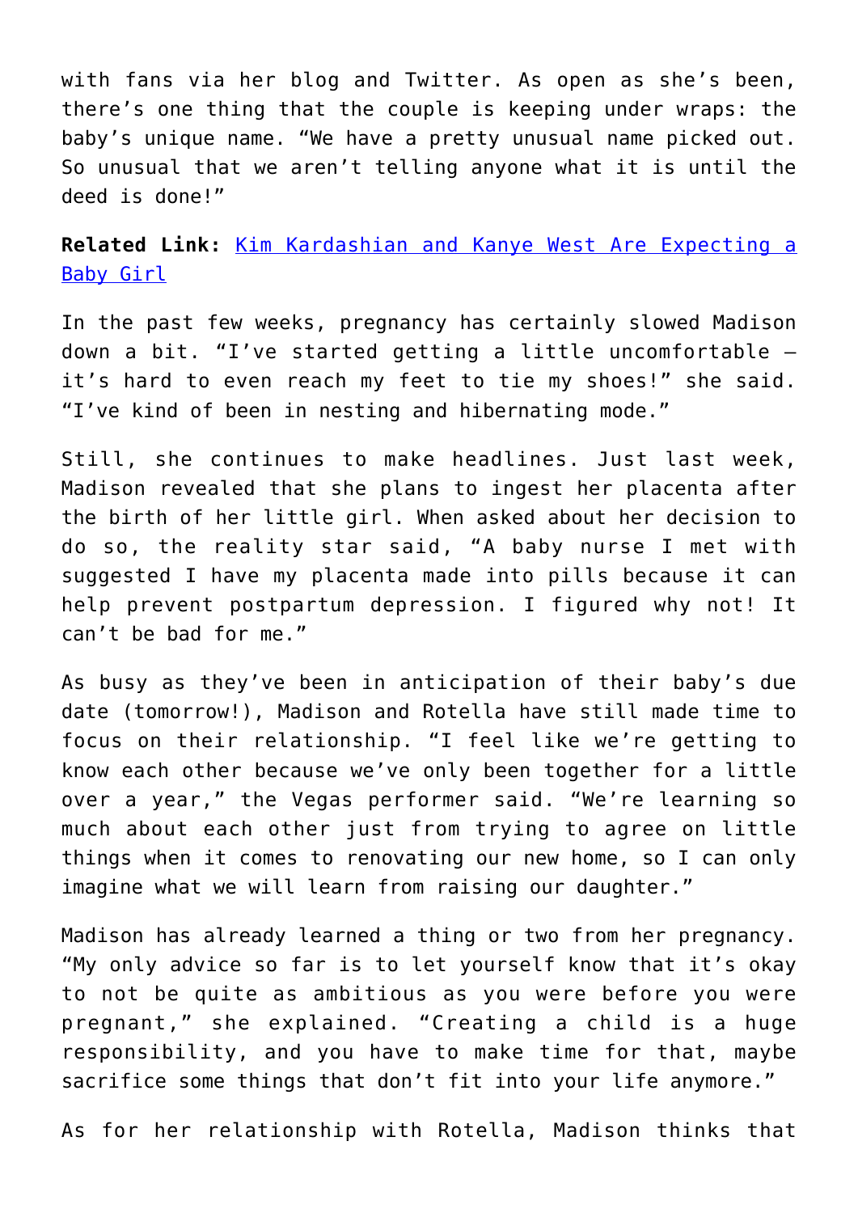with fans via her blog and Twitter. As open as she's been, there's one thing that the couple is keeping under wraps: the baby's unique name. "We have a pretty unusual name picked out. So unusual that we aren't telling anyone what it is until the deed is done!"

**Related Link:** [Kim Kardashian and Kanye West Are Expecting a Baby Girl]()

In the past few weeks, pregnancy has certainly slowed Madison down a bit. "I've started getting a little uncomfortable – it's hard to even reach my feet to tie my shoes!" she said. "I've kind of been in nesting and hibernating mode."

Still, she continues to make headlines. Just last week, Madison revealed that she plans to ingest her placenta after the birth of her little girl. When asked about her decision to do so, the reality star said, "A baby nurse I met with suggested I have my placenta made into pills because it can help prevent postpartum depression. I figured why not! It can't be bad for me."

As busy as they've been in anticipation of their baby's due date (tomorrow!), Madison and Rotella have still made time to focus on their relationship. "I feel like we're getting to know each other because we've only been together for a little over a year," the Vegas performer said. "We're learning so much about each other just from trying to agree on little things when it comes to renovating our new home, so I can only imagine what we will learn from raising our daughter."

Madison has already learned a thing or two from her pregnancy. "My only advice so far is to let yourself know that it's okay to not be quite as ambitious as you were before you were pregnant," she explained. "Creating a child is a huge responsibility, and you have to make time for that, maybe sacrifice some things that don't fit into your life anymore."

As for her relationship with Rotella, Madison thinks that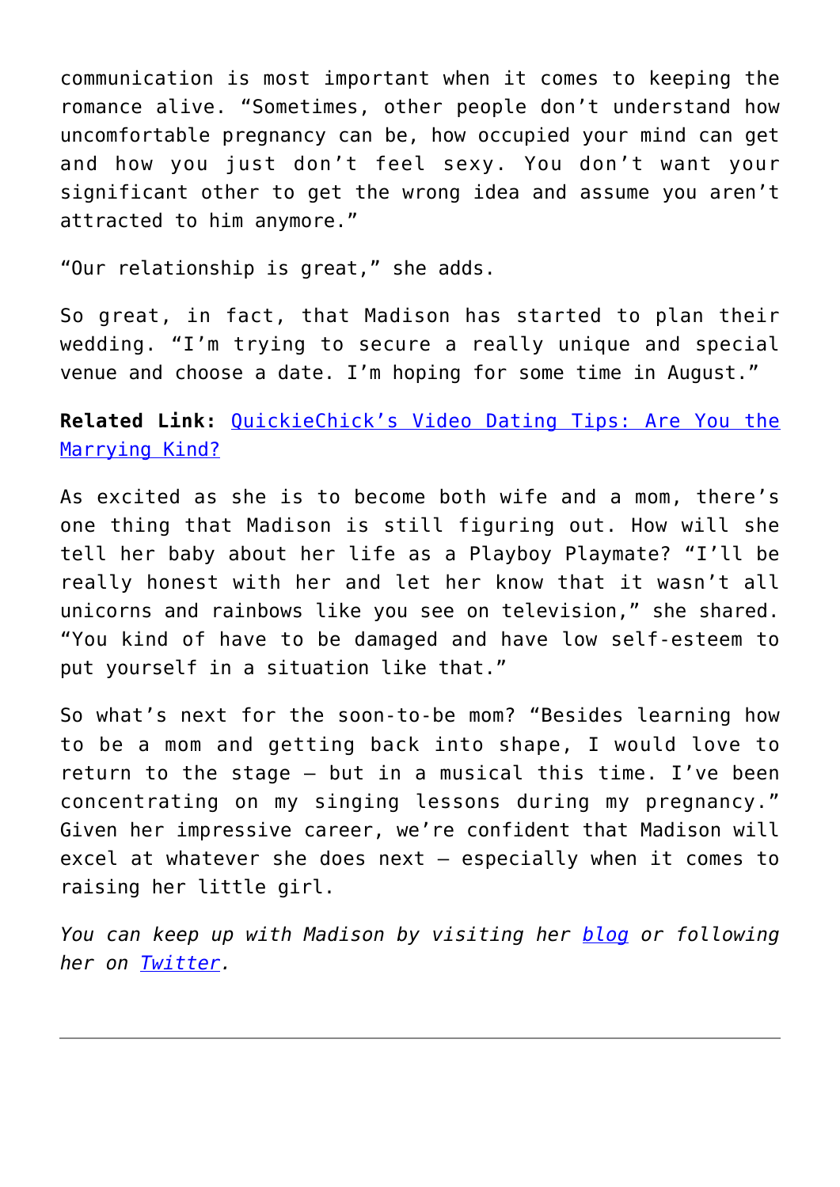communication is most important when it comes to keeping the romance alive. "Sometimes, other people don't understand how uncomfortable pregnancy can be, how occupied your mind can get and how you just don't feel sexy. You don't want your significant other to get the wrong idea and assume you aren't attracted to him anymore."

"Our relationship is great," she adds.

So great, in fact, that Madison has started to plan their wedding. "I'm trying to secure a really unique and special venue and choose a date. I'm hoping for some time in August."

**Related Link:** QuickieChick's Video Dating Tips: Are You the Marrying Kind?

As excited as she is to become both wife and a mom, there's one thing that Madison is still figuring out. How will she tell her baby about her life as a Playboy Playmate? "I'll be really honest with her and let her know that it wasn't all unicorns and rainbows like you see on television," she shared. "You kind of have to be damaged and have low self-esteem to put yourself in a situation like that."

So what's next for the soon-to-be mom? "Besides learning how to be a mom and getting back into shape, I would love to return to the stage – but in a musical this time. I've been concentrating on my singing lessons during my pregnancy." Given her impressive career, we're confident that Madison will excel at whatever she does next – especially when it comes to raising her little girl.

*You can keep up with Madison by visiting her blog or following her on Twitter.*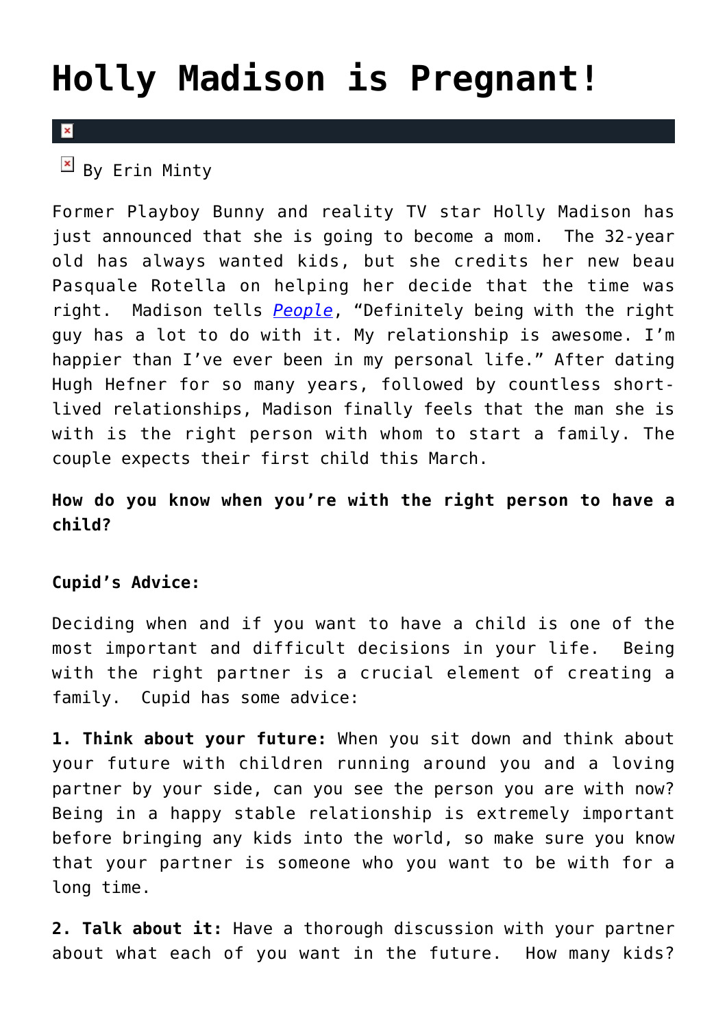# Holly Madison is Pregnant!

By Erin Minty

Former Playboy Bunny and reality TV star Holly Madison has just announced that she is going to become a mom. The 32-year old has always wanted kids, but she credits her new beau Pasquale Rotella on helping her decide that the time was right. Madison tells *People*, “Definitely being with the right guy has a lot to do with it. My relationship is awesome. I’m happier than I’ve ever been in my personal life.” After dating Hugh Hefner for so many years, followed by countless short-lived relationships, Madison finally feels that the man she is with is the right person with whom to start a family. The couple expects their first child this March.

**How do you know when you’re with the right person to have a child?**

**Cupid’s Advice:**

Deciding when and if you want to have a child is one of the most important and difficult decisions in your life. Being with the right partner is a crucial element of creating a family. Cupid has some advice:

**1. Think about your future:** When you sit down and think about your future with children running around you and a loving partner by your side, can you see the person you are with now? Being in a happy stable relationship is extremely important before bringing any kids into the world, so make sure you know that your partner is someone who you want to be with for a long time.

**2. Talk about it:** Have a thorough discussion with your partner about what each of you want in the future. How many kids?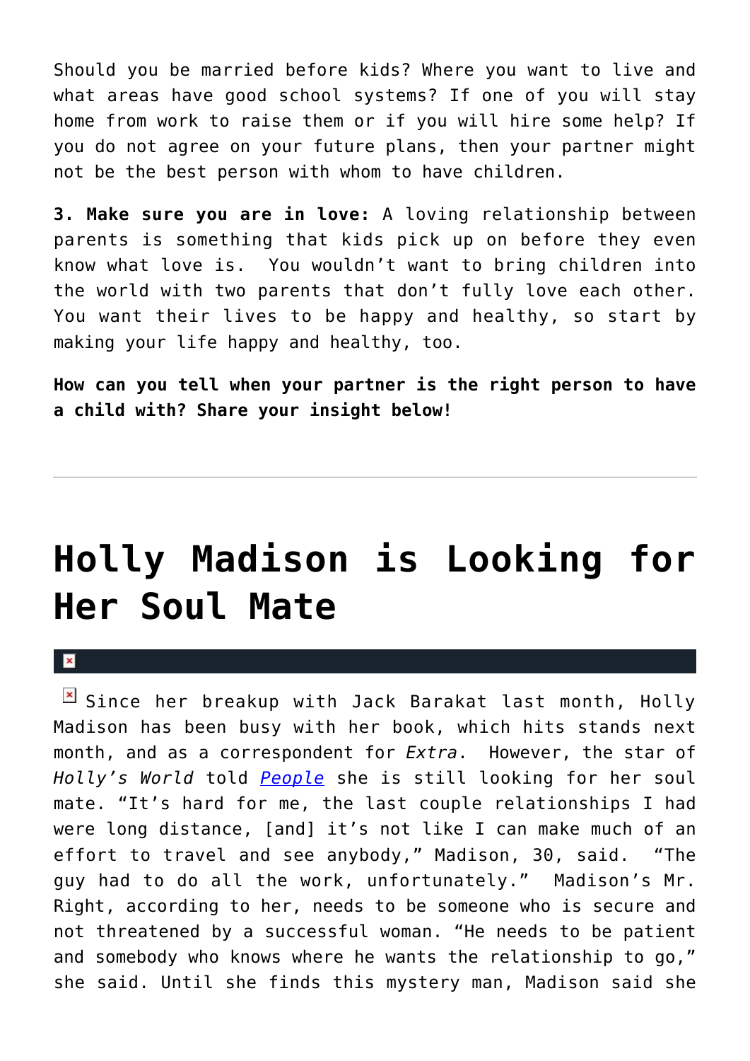Should you be married before kids? Where you want to live and what areas have good school systems? If one of you will stay home from work to raise them or if you will hire some help? If you do not agree on your future plans, then your partner might not be the best person with whom to have children.

**3. Make sure you are in love:** A loving relationship between parents is something that kids pick up on before they even know what love is. You wouldn't want to bring children into the world with two parents that don't fully love each other. You want their lives to be happy and healthy, so start by making your life happy and healthy, too.

**How can you tell when your partner is the right person to have a child with? Share your insight below!**

---

# Holly Madison is Looking for Her Soul Mate

Since her breakup with Jack Barakat last month, Holly Madison has been busy with her book, which hits stands next month, and as a correspondent for *Extra*. However, the star of *Holly's World* told *People* she is still looking for her soul mate. "It's hard for me, the last couple relationships I had were long distance, [and] it's not like I can make much of an effort to travel and see anybody," Madison, 30, said. "The guy had to do all the work, unfortunately." Madison's Mr. Right, according to her, needs to be someone who is secure and not threatened by a successful woman. "He needs to be patient and somebody who knows where he wants the relationship to go," she said. Until she finds this mystery man, Madison said she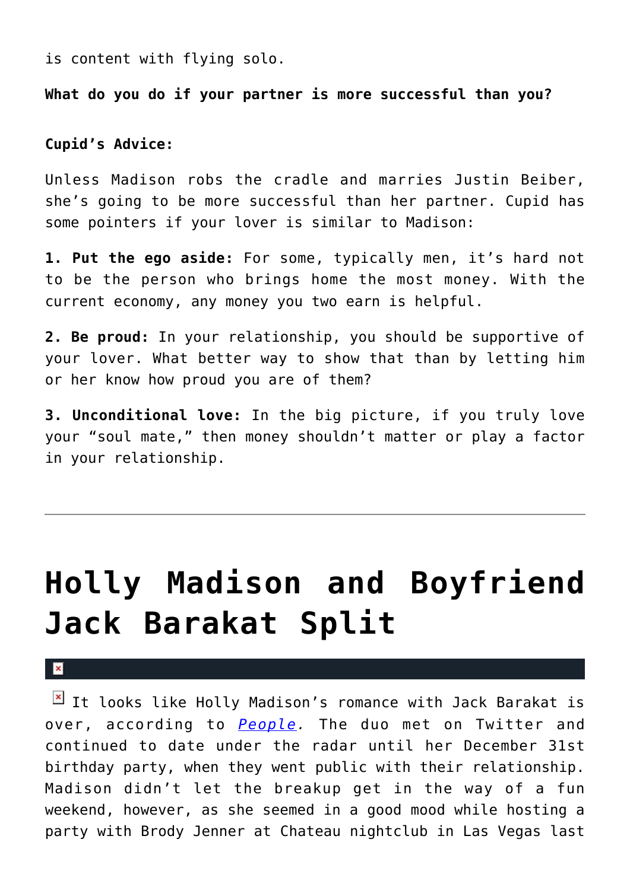is content with flying solo.

**What do you do if your partner is more successful than you?**

**Cupid's Advice:**

Unless Madison robs the cradle and marries Justin Beiber, she's going to be more successful than her partner. Cupid has some pointers if your lover is similar to Madison:

**1. Put the ego aside:** For some, typically men, it's hard not to be the person who brings home the most money. With the current economy, any money you two earn is helpful.

**2. Be proud:** In your relationship, you should be supportive of your lover. What better way to show that than by letting him or her know how proud you are of them?

**3. Unconditional love:** In the big picture, if you truly love your "soul mate," then money shouldn't matter or play a factor in your relationship.

---

# Holly Madison and Boyfriend Jack Barakat Split

It looks like Holly Madison's romance with Jack Barakat is over, according to *People*. The duo met on Twitter and continued to date under the radar until her December 31st birthday party, when they went public with their relationship. Madison didn't let the breakup get in the way of a fun weekend, however, as she seemed in a good mood while hosting a party with Brody Jenner at Chateau nightclub in Las Vegas last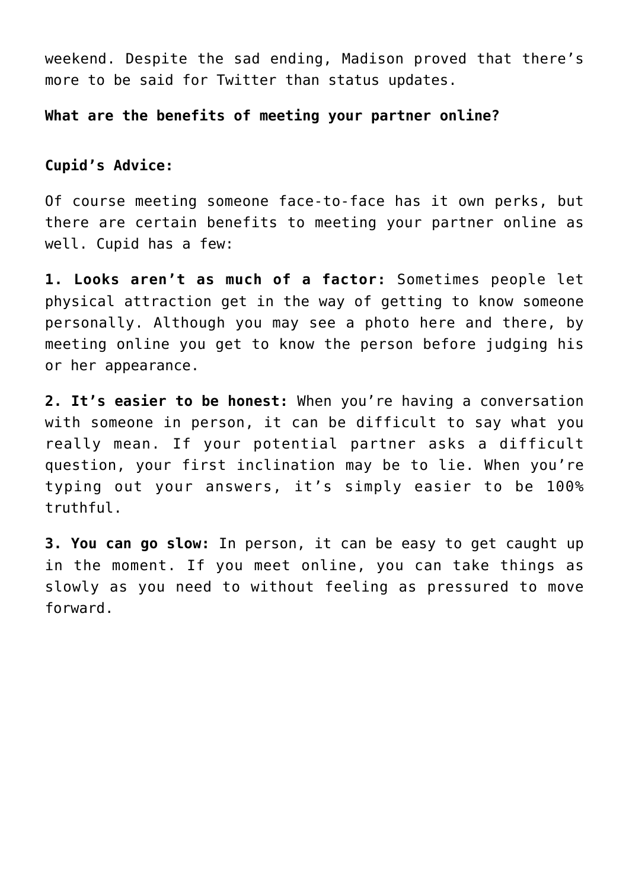weekend. Despite the sad ending, Madison proved that there's more to be said for Twitter than status updates.

**What are the benefits of meeting your partner online?**

**Cupid's Advice:**

Of course meeting someone face-to-face has it own perks, but there are certain benefits to meeting your partner online as well. Cupid has a few:

**1. Looks aren't as much of a factor:** Sometimes people let physical attraction get in the way of getting to know someone personally. Although you may see a photo here and there, by meeting online you get to know the person before judging his or her appearance.

**2. It's easier to be honest:** When you're having a conversation with someone in person, it can be difficult to say what you really mean. If your potential partner asks a difficult question, your first inclination may be to lie. When you're typing out your answers, it's simply easier to be 100% truthful.

**3. You can go slow:** In person, it can be easy to get caught up in the moment. If you meet online, you can take things as slowly as you need to without feeling as pressured to move forward.